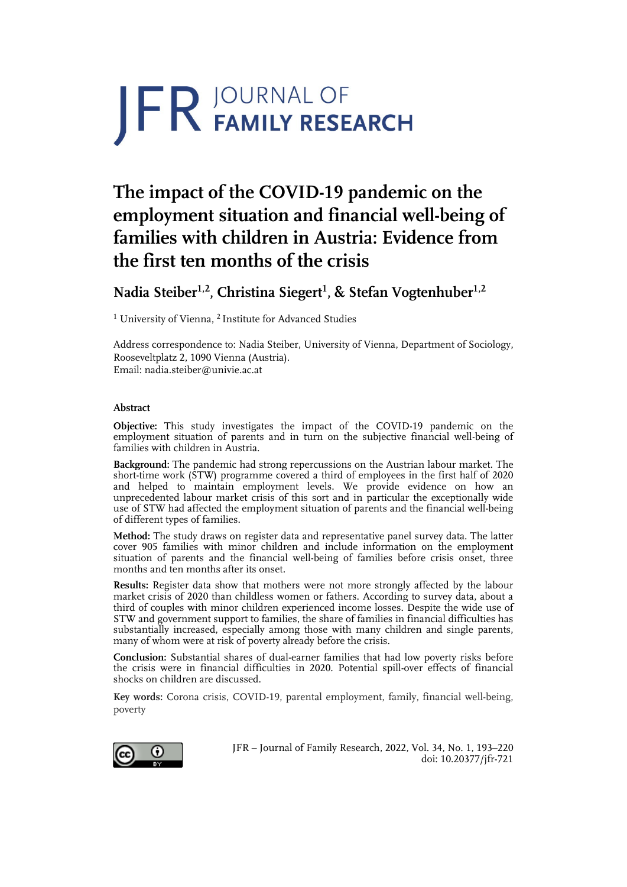# JFR JOURNAL OF FAMILY RESEARCH

# The impact of the COVID-19 pandemic on the employment situation and financial well-being of families with children in Austria: Evidence from the first ten months of the crisis

## Nadia Steiber[1,2], Christina Siegert[1], & Stefan Vogtenhuber[1,2]

[1] University of Vienna, [2] Institute for Advanced Studies

Address correspondence to: Nadia Steiber, University of Vienna, Department of Sociology, Rooseveltplatz 2, 1090 Vienna (Austria).
Email: nadia.steiber@univie.ac.at

### Abstract

**Objective:** This study investigates the impact of the COVID-19 pandemic on the employment situation of parents and in turn on the subjective financial well-being of families with children in Austria.

**Background:** The pandemic had strong repercussions on the Austrian labour market. The short-time work (STW) programme covered a third of employees in the first half of 2020 and helped to maintain employment levels. We provide evidence on how an unprecedented labour market crisis of this sort and in particular the exceptionally wide use of STW had affected the employment situation of parents and the financial well-being of different types of families.

**Method:** The study draws on register data and representative panel survey data. The latter cover 905 families with minor children and include information on the employment situation of parents and the financial well-being of families before crisis onset, three months and ten months after its onset.

**Results:** Register data show that mothers were not more strongly affected by the labour market crisis of 2020 than childless women or fathers. According to survey data, about a third of couples with minor children experienced income losses. Despite the wide use of STW and government support to families, the share of families in financial difficulties has substantially increased, especially among those with many children and single parents, many of whom were at risk of poverty already before the crisis.

**Conclusion:** Substantial shares of dual-earner families that had low poverty risks before the crisis were in financial difficulties in 2020. Potential spill-over effects of financial shocks on children are discussed.

**Key words:** Corona crisis, COVID-19, parental employment, family, financial well-being, poverty

JFR – Journal of Family Research, 2022, Vol. 34, No. 1, 193–220
doi: 10.20377/jfr-721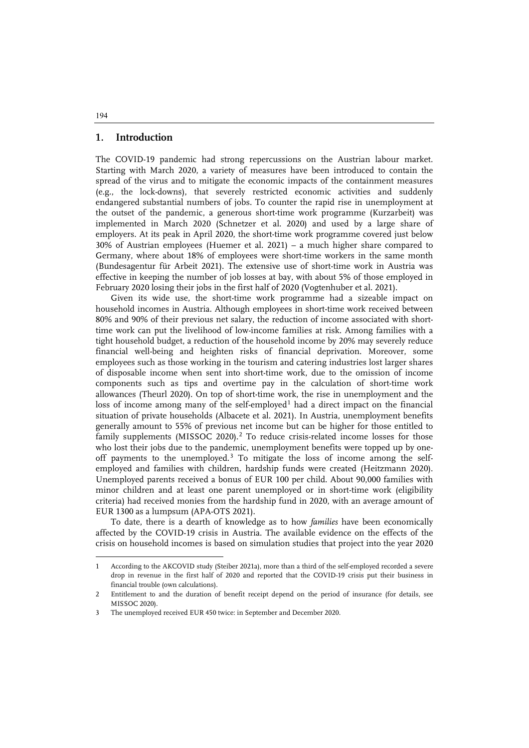## 1. Introduction

The COVID-19 pandemic had strong repercussions on the Austrian labour market. Starting with March 2020, a variety of measures have been introduced to contain the spread of the virus and to mitigate the economic impacts of the containment measures (e.g., the lock-downs), that severely restricted economic activities and suddenly endangered substantial numbers of jobs. To counter the rapid rise in unemployment at the outset of the pandemic, a generous short-time work programme (Kurzarbeit) was implemented in March 2020 (Schnetzer et al. 2020) and used by a large share of employers. At its peak in April 2020, the short-time work programme covered just below 30% of Austrian employees (Huemer et al. 2021) – a much higher share compared to Germany, where about 18% of employees were short-time workers in the same month (Bundesagentur für Arbeit 2021). The extensive use of short-time work in Austria was effective in keeping the number of job losses at bay, with about 5% of those employed in February 2020 losing their jobs in the first half of 2020 (Vogtenhuber et al. 2021).

Given its wide use, the short-time work programme had a sizeable impact on household incomes in Austria. Although employees in short-time work received between 80% and 90% of their previous net salary, the reduction of income associated with short-time work can put the livelihood of low-income families at risk. Among families with a tight household budget, a reduction of the household income by 20% may severely reduce financial well-being and heighten risks of financial deprivation. Moreover, some employees such as those working in the tourism and catering industries lost larger shares of disposable income when sent into short-time work, due to the omission of income components such as tips and overtime pay in the calculation of short-time work allowances (Theurl 2020). On top of short-time work, the rise in unemployment and the loss of income among many of the self-employed[1] had a direct impact on the financial situation of private households (Albacete et al. 2021). In Austria, unemployment benefits generally amount to 55% of previous net income but can be higher for those entitled to family supplements (MISSOC 2020).[2] To reduce crisis-related income losses for those who lost their jobs due to the pandemic, unemployment benefits were topped up by one-off payments to the unemployed.[3] To mitigate the loss of income among the self-employed and families with children, hardship funds were created (Heitzmann 2020). Unemployed parents received a bonus of EUR 100 per child. About 90,000 families with minor children and at least one parent unemployed or in short-time work (eligibility criteria) had received monies from the hardship fund in 2020, with an average amount of EUR 1300 as a lumpsum (APA-OTS 2021).

To date, there is a dearth of knowledge as to how *families* have been economically affected by the COVID-19 crisis in Austria. The available evidence on the effects of the crisis on household incomes is based on simulation studies that project into the year 2020

---

1 According to the AKCOVID study (Steiber 2021a), more than a third of the self-employed recorded a severe drop in revenue in the first half of 2020 and reported that the COVID-19 crisis put their business in financial trouble (own calculations).

2 Entitlement to and the duration of benefit receipt depend on the period of insurance (for details, see MISSOC 2020).

3 The unemployed received EUR 450 twice: in September and December 2020.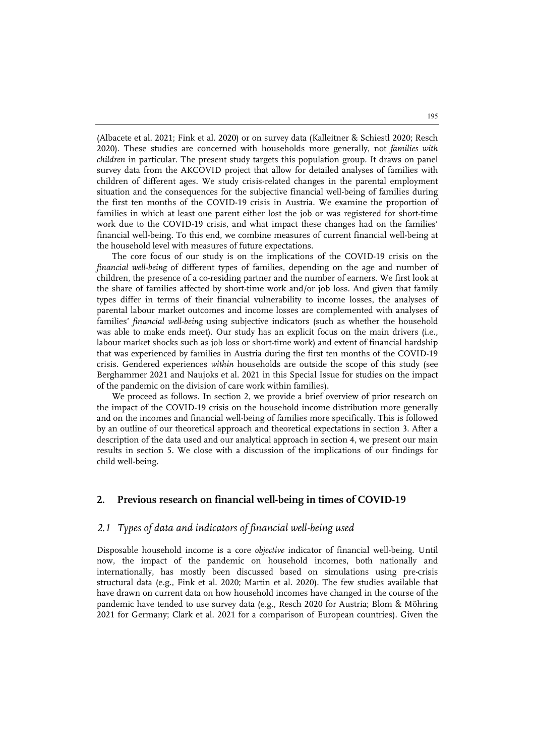(Albacete et al. 2021; Fink et al. 2020) or on survey data (Kalleitner & Schiestl 2020; Resch 2020). These studies are concerned with households more generally, not *families with children* in particular. The present study targets this population group. It draws on panel survey data from the AKCOVID project that allow for detailed analyses of families with children of different ages. We study crisis-related changes in the parental employment situation and the consequences for the subjective financial well-being of families during the first ten months of the COVID-19 crisis in Austria. We examine the proportion of families in which at least one parent either lost the job or was registered for short-time work due to the COVID-19 crisis, and what impact these changes had on the families' financial well-being. To this end, we combine measures of current financial well-being at the household level with measures of future expectations.

The core focus of our study is on the implications of the COVID-19 crisis on the *financial well-being* of different types of families, depending on the age and number of children, the presence of a co-residing partner and the number of earners. We first look at the share of families affected by short-time work and/or job loss. And given that family types differ in terms of their financial vulnerability to income losses, the analyses of parental labour market outcomes and income losses are complemented with analyses of families' *financial well-being* using subjective indicators (such as whether the household was able to make ends meet). Our study has an explicit focus on the main drivers (i.e., labour market shocks such as job loss or short-time work) and extent of financial hardship that was experienced by families in Austria during the first ten months of the COVID-19 crisis. Gendered experiences *within* households are outside the scope of this study (see Berghammer 2021 and Naujoks et al. 2021 in this Special Issue for studies on the impact of the pandemic on the division of care work within families).

We proceed as follows. In section 2, we provide a brief overview of prior research on the impact of the COVID-19 crisis on the household income distribution more generally and on the incomes and financial well-being of families more specifically. This is followed by an outline of our theoretical approach and theoretical expectations in section 3. After a description of the data used and our analytical approach in section 4, we present our main results in section 5. We close with a discussion of the implications of our findings for child well-being.

## 2. Previous research on financial well-being in times of COVID-19

### 2.1 Types of data and indicators of financial well-being used

Disposable household income is a core *objective* indicator of financial well-being. Until now, the impact of the pandemic on household incomes, both nationally and internationally, has mostly been discussed based on simulations using pre-crisis structural data (e.g., Fink et al. 2020; Martin et al. 2020). The few studies available that have drawn on current data on how household incomes have changed in the course of the pandemic have tended to use survey data (e.g., Resch 2020 for Austria; Blom & Möhring 2021 for Germany; Clark et al. 2021 for a comparison of European countries). Given the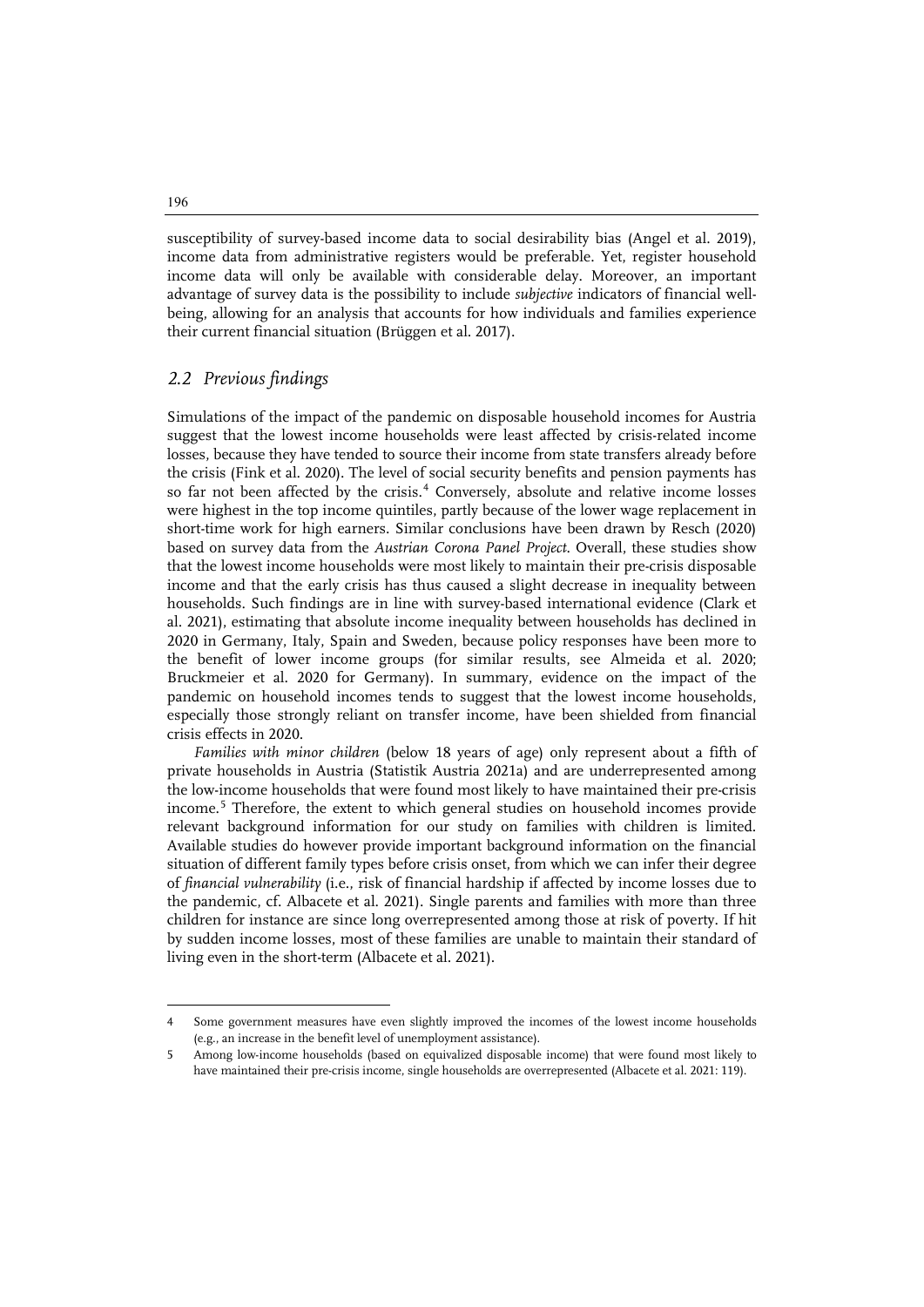susceptibility of survey-based income data to social desirability bias (Angel et al. 2019), income data from administrative registers would be preferable. Yet, register household income data will only be available with considerable delay. Moreover, an important advantage of survey data is the possibility to include *subjective* indicators of financial well-being, allowing for an analysis that accounts for how individuals and families experience their current financial situation (Brüggen et al. 2017).

## *2.2 Previous findings*

Simulations of the impact of the pandemic on disposable household incomes for Austria suggest that the lowest income households were least affected by crisis-related income losses, because they have tended to source their income from state transfers already before the crisis (Fink et al. 2020). The level of social security benefits and pension payments has so far not been affected by the crisis.[4] Conversely, absolute and relative income losses were highest in the top income quintiles, partly because of the lower wage replacement in short-time work for high earners. Similar conclusions have been drawn by Resch (2020) based on survey data from the *Austrian Corona Panel Project*. Overall, these studies show that the lowest income households were most likely to maintain their pre-crisis disposable income and that the early crisis has thus caused a slight decrease in inequality between households. Such findings are in line with survey-based international evidence (Clark et al. 2021), estimating that absolute income inequality between households has declined in 2020 in Germany, Italy, Spain and Sweden, because policy responses have been more to the benefit of lower income groups (for similar results, see Almeida et al. 2020; Bruckmeier et al. 2020 for Germany). In summary, evidence on the impact of the pandemic on household incomes tends to suggest that the lowest income households, especially those strongly reliant on transfer income, have been shielded from financial crisis effects in 2020.

*Families with minor children* (below 18 years of age) only represent about a fifth of private households in Austria (Statistik Austria 2021a) and are underrepresented among the low-income households that were found most likely to have maintained their pre-crisis income.[5] Therefore, the extent to which general studies on household incomes provide relevant background information for our study on families with children is limited. Available studies do however provide important background information on the financial situation of different family types before crisis onset, from which we can infer their degree of *financial vulnerability* (i.e., risk of financial hardship if affected by income losses due to the pandemic, cf. Albacete et al. 2021). Single parents and families with more than three children for instance are since long overrepresented among those at risk of poverty. If hit by sudden income losses, most of these families are unable to maintain their standard of living even in the short-term (Albacete et al. 2021).

---

4 Some government measures have even slightly improved the incomes of the lowest income households (e.g., an increase in the benefit level of unemployment assistance).

5 Among low-income households (based on equivalized disposable income) that were found most likely to have maintained their pre-crisis income, single households are overrepresented (Albacete et al. 2021: 119).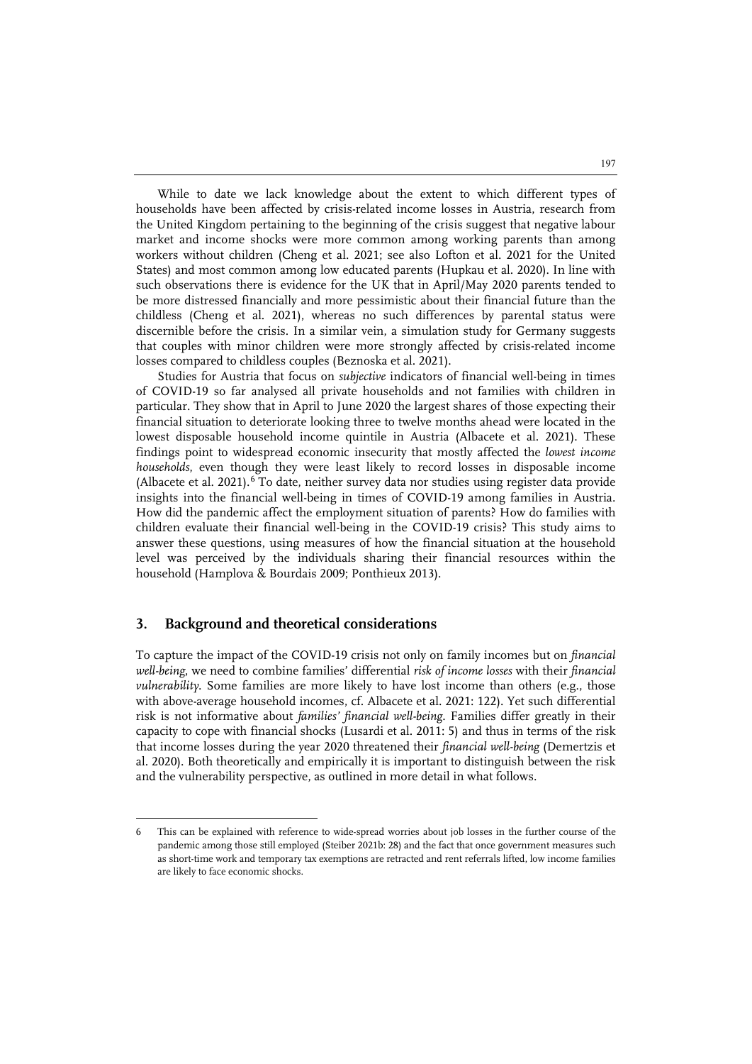While to date we lack knowledge about the extent to which different types of households have been affected by crisis-related income losses in Austria, research from the United Kingdom pertaining to the beginning of the crisis suggest that negative labour market and income shocks were more common among working parents than among workers without children (Cheng et al. 2021; see also Lofton et al. 2021 for the United States) and most common among low educated parents (Hupkau et al. 2020). In line with such observations there is evidence for the UK that in April/May 2020 parents tended to be more distressed financially and more pessimistic about their financial future than the childless (Cheng et al. 2021), whereas no such differences by parental status were discernible before the crisis. In a similar vein, a simulation study for Germany suggests that couples with minor children were more strongly affected by crisis-related income losses compared to childless couples (Beznoska et al. 2021).

Studies for Austria that focus on *subjective* indicators of financial well-being in times of COVID-19 so far analysed all private households and not families with children in particular. They show that in April to June 2020 the largest shares of those expecting their financial situation to deteriorate looking three to twelve months ahead were located in the lowest disposable household income quintile in Austria (Albacete et al. 2021). These findings point to widespread economic insecurity that mostly affected the *lowest income households*, even though they were least likely to record losses in disposable income (Albacete et al. 2021).[6] To date, neither survey data nor studies using register data provide insights into the financial well-being in times of COVID-19 among families in Austria. How did the pandemic affect the employment situation of parents? How do families with children evaluate their financial well-being in the COVID-19 crisis? This study aims to answer these questions, using measures of how the financial situation at the household level was perceived by the individuals sharing their financial resources within the household (Hamplova & Bourdais 2009; Ponthieux 2013).

## 3. Background and theoretical considerations

To capture the impact of the COVID-19 crisis not only on family incomes but on *financial well-being*, we need to combine families' differential *risk of income losses* with their *financial vulnerability*. Some families are more likely to have lost income than others (e.g., those with above-average household incomes, cf. Albacete et al. 2021: 122). Yet such differential risk is not informative about *families' financial well-being*. Families differ greatly in their capacity to cope with financial shocks (Lusardi et al. 2011: 5) and thus in terms of the risk that income losses during the year 2020 threatened their *financial well-being* (Demertzis et al. 2020). Both theoretically and empirically it is important to distinguish between the risk and the vulnerability perspective, as outlined in more detail in what follows.

6 This can be explained with reference to wide-spread worries about job losses in the further course of the pandemic among those still employed (Steiber 2021b: 28) and the fact that once government measures such as short-time work and temporary tax exemptions are retracted and rent referrals lifted, low income families are likely to face economic shocks.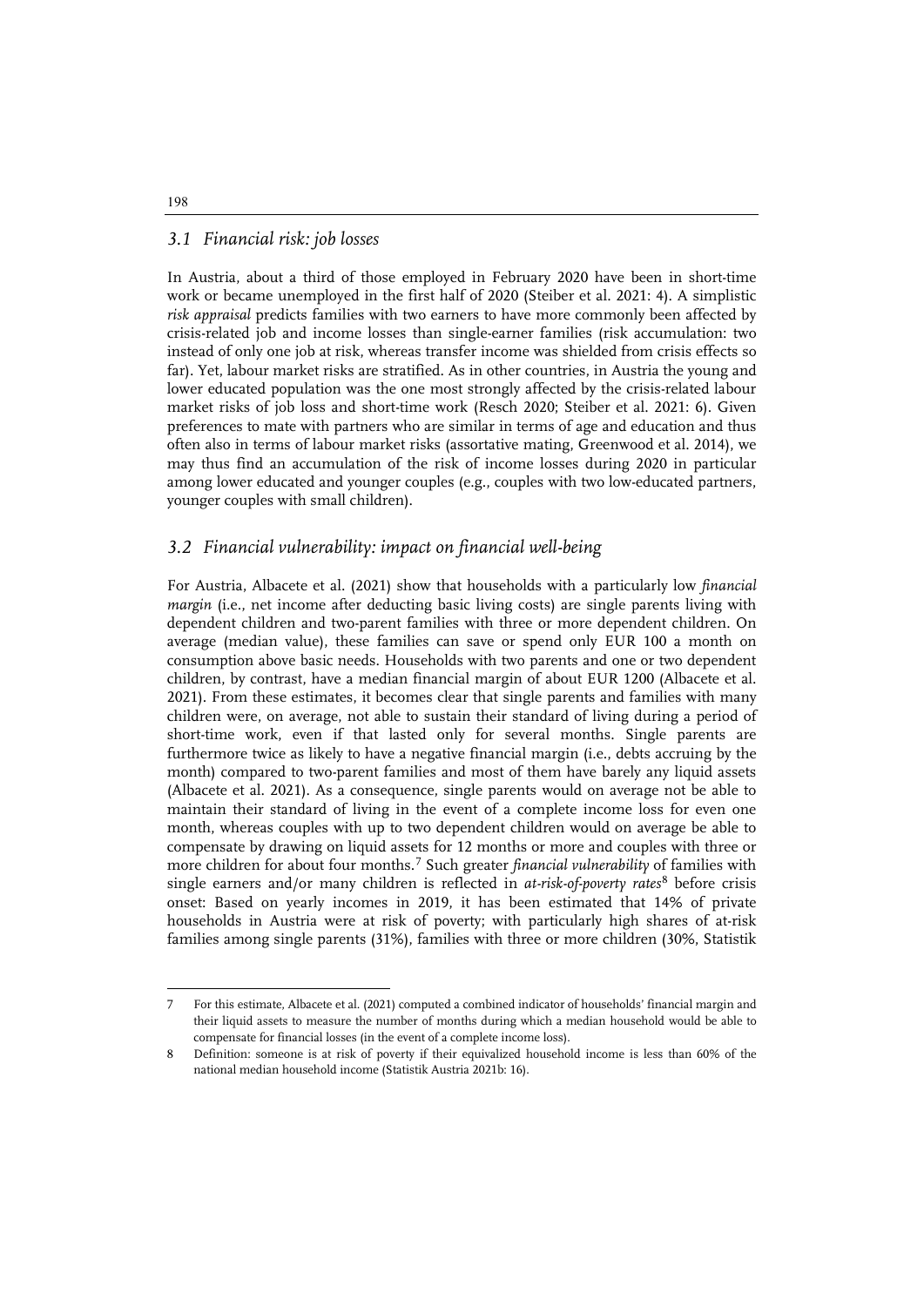### *3.1 Financial risk: job losses*

In Austria, about a third of those employed in February 2020 have been in short-time work or became unemployed in the first half of 2020 (Steiber et al. 2021: 4). A simplistic *risk appraisal* predicts families with two earners to have more commonly been affected by crisis-related job and income losses than single-earner families (risk accumulation: two instead of only one job at risk, whereas transfer income was shielded from crisis effects so far). Yet, labour market risks are stratified. As in other countries, in Austria the young and lower educated population was the one most strongly affected by the crisis-related labour market risks of job loss and short-time work (Resch 2020; Steiber et al. 2021: 6). Given preferences to mate with partners who are similar in terms of age and education and thus often also in terms of labour market risks (assortative mating, Greenwood et al. 2014), we may thus find an accumulation of the risk of income losses during 2020 in particular among lower educated and younger couples (e.g., couples with two low-educated partners, younger couples with small children).

### *3.2 Financial vulnerability: impact on financial well-being*

For Austria, Albacete et al. (2021) show that households with a particularly low *financial margin* (i.e., net income after deducting basic living costs) are single parents living with dependent children and two-parent families with three or more dependent children. On average (median value), these families can save or spend only EUR 100 a month on consumption above basic needs. Households with two parents and one or two dependent children, by contrast, have a median financial margin of about EUR 1200 (Albacete et al. 2021). From these estimates, it becomes clear that single parents and families with many children were, on average, not able to sustain their standard of living during a period of short-time work, even if that lasted only for several months. Single parents are furthermore twice as likely to have a negative financial margin (i.e., debts accruing by the month) compared to two-parent families and most of them have barely any liquid assets (Albacete et al. 2021). As a consequence, single parents would on average not be able to maintain their standard of living in the event of a complete income loss for even one month, whereas couples with up to two dependent children would on average be able to compensate by drawing on liquid assets for 12 months or more and couples with three or more children for about four months.[7] Such greater *financial vulnerability* of families with single earners and/or many children is reflected in *at-risk-of-poverty rates*[8] before crisis onset: Based on yearly incomes in 2019, it has been estimated that 14% of private households in Austria were at risk of poverty; with particularly high shares of at-risk families among single parents (31%), families with three or more children (30%, Statistik

---

7 For this estimate, Albacete et al. (2021) computed a combined indicator of households' financial margin and their liquid assets to measure the number of months during which a median household would be able to compensate for financial losses (in the event of a complete income loss).

8 Definition: someone is at risk of poverty if their equivalized household income is less than 60% of the national median household income (Statistik Austria 2021b: 16).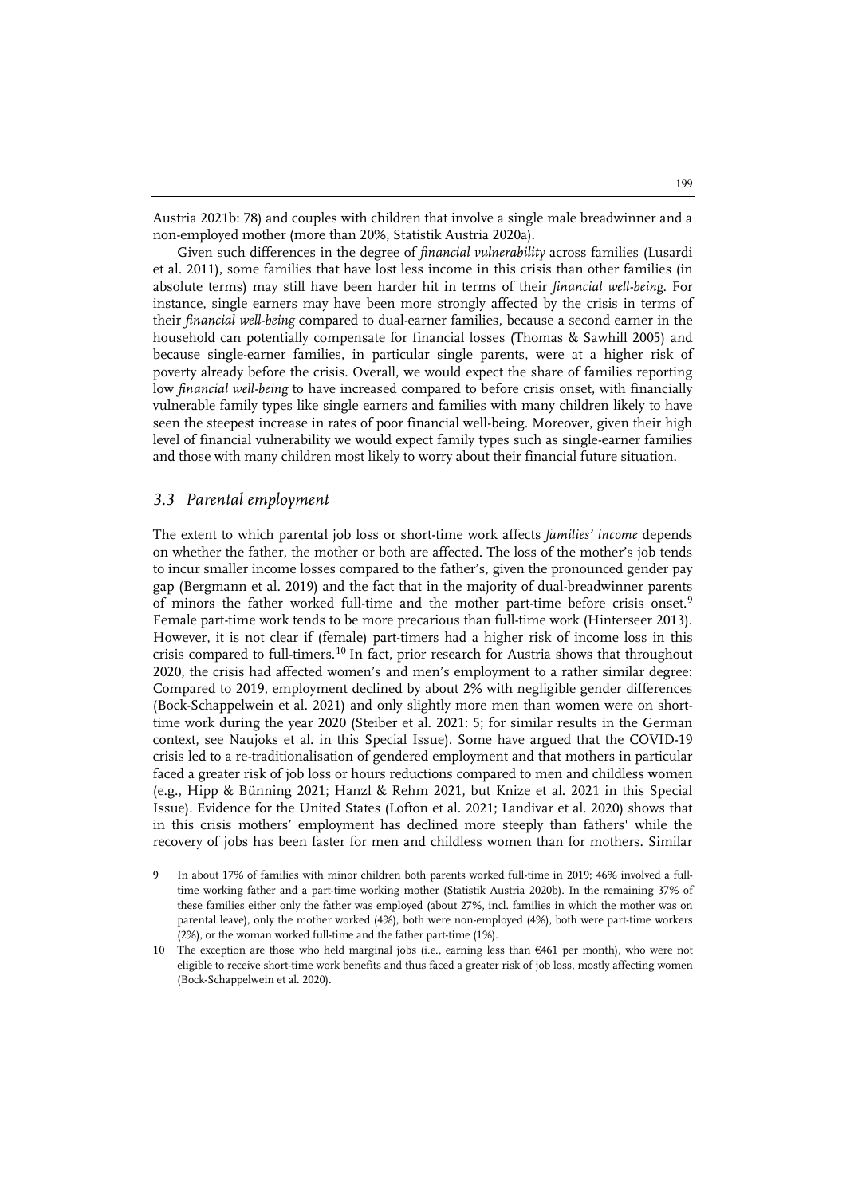Austria 2021b: 78) and couples with children that involve a single male breadwinner and a non-employed mother (more than 20%, Statistik Austria 2020a).

Given such differences in the degree of *financial vulnerability* across families (Lusardi et al. 2011), some families that have lost less income in this crisis than other families (in absolute terms) may still have been harder hit in terms of their *financial well-being*. For instance, single earners may have been more strongly affected by the crisis in terms of their *financial well-being* compared to dual-earner families, because a second earner in the household can potentially compensate for financial losses (Thomas & Sawhill 2005) and because single-earner families, in particular single parents, were at a higher risk of poverty already before the crisis. Overall, we would expect the share of families reporting low *financial well-being* to have increased compared to before crisis onset, with financially vulnerable family types like single earners and families with many children likely to have seen the steepest increase in rates of poor financial well-being. Moreover, given their high level of financial vulnerability we would expect family types such as single-earner families and those with many children most likely to worry about their financial future situation.

### *3.3 Parental employment*

The extent to which parental job loss or short-time work affects *families' income* depends on whether the father, the mother or both are affected. The loss of the mother's job tends to incur smaller income losses compared to the father's, given the pronounced gender pay gap (Bergmann et al. 2019) and the fact that in the majority of dual-breadwinner parents of minors the father worked full-time and the mother part-time before crisis onset.[9] Female part-time work tends to be more precarious than full-time work (Hinterseer 2013). However, it is not clear if (female) part-timers had a higher risk of income loss in this crisis compared to full-timers.[10] In fact, prior research for Austria shows that throughout 2020, the crisis had affected women's and men's employment to a rather similar degree: Compared to 2019, employment declined by about 2% with negligible gender differences (Bock-Schappelwein et al. 2021) and only slightly more men than women were on short-time work during the year 2020 (Steiber et al. 2021: 5; for similar results in the German context, see Naujoks et al. in this Special Issue). Some have argued that the COVID-19 crisis led to a re-traditionalisation of gendered employment and that mothers in particular faced a greater risk of job loss or hours reductions compared to men and childless women (e.g., Hipp & Bünning 2021; Hanzl & Rehm 2021, but Knize et al. 2021 in this Special Issue). Evidence for the United States (Lofton et al. 2021; Landivar et al. 2020) shows that in this crisis mothers' employment has declined more steeply than fathers' while the recovery of jobs has been faster for men and childless women than for mothers. Similar

---

9 In about 17% of families with minor children both parents worked full-time in 2019; 46% involved a full-time working father and a part-time working mother (Statistik Austria 2020b). In the remaining 37% of these families either only the father was employed (about 27%, incl. families in which the mother was on parental leave), only the mother worked (4%), both were non-employed (4%), both were part-time workers (2%), or the woman worked full-time and the father part-time (1%).

10 The exception are those who held marginal jobs (i.e., earning less than €461 per month), who were not eligible to receive short-time work benefits and thus faced a greater risk of job loss, mostly affecting women (Bock-Schappelwein et al. 2020).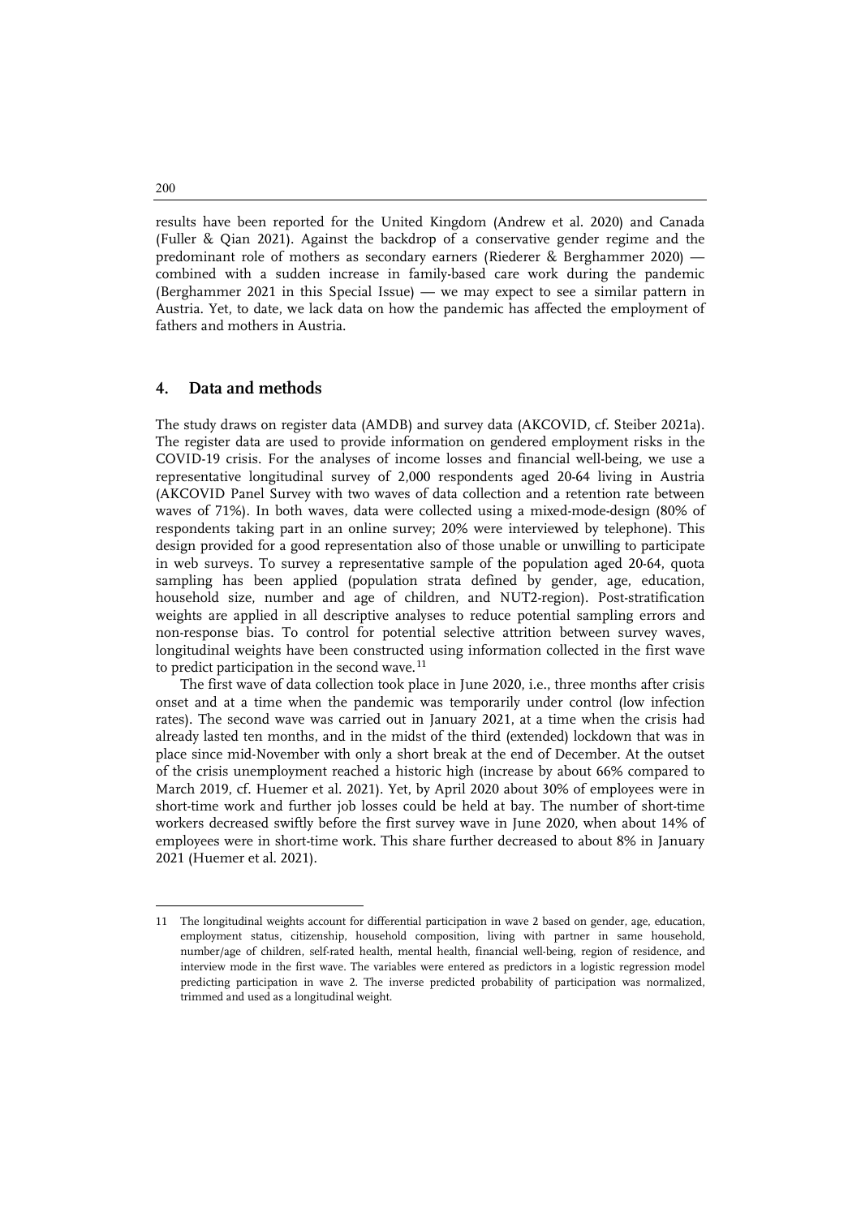results have been reported for the United Kingdom (Andrew et al. 2020) and Canada (Fuller & Qian 2021). Against the backdrop of a conservative gender regime and the predominant role of mothers as secondary earners (Riederer & Berghammer 2020) — combined with a sudden increase in family-based care work during the pandemic (Berghammer 2021 in this Special Issue) — we may expect to see a similar pattern in Austria. Yet, to date, we lack data on how the pandemic has affected the employment of fathers and mothers in Austria.

## 4. Data and methods

The study draws on register data (AMDB) and survey data (AKCOVID, cf. Steiber 2021a). The register data are used to provide information on gendered employment risks in the COVID-19 crisis. For the analyses of income losses and financial well-being, we use a representative longitudinal survey of 2,000 respondents aged 20-64 living in Austria (AKCOVID Panel Survey with two waves of data collection and a retention rate between waves of 71%). In both waves, data were collected using a mixed-mode-design (80% of respondents taking part in an online survey; 20% were interviewed by telephone). This design provided for a good representation also of those unable or unwilling to participate in web surveys. To survey a representative sample of the population aged 20-64, quota sampling has been applied (population strata defined by gender, age, education, household size, number and age of children, and NUT2-region). Post-stratification weights are applied in all descriptive analyses to reduce potential sampling errors and non-response bias. To control for potential selective attrition between survey waves, longitudinal weights have been constructed using information collected in the first wave to predict participation in the second wave.[11]

The first wave of data collection took place in June 2020, i.e., three months after crisis onset and at a time when the pandemic was temporarily under control (low infection rates). The second wave was carried out in January 2021, at a time when the crisis had already lasted ten months, and in the midst of the third (extended) lockdown that was in place since mid-November with only a short break at the end of December. At the outset of the crisis unemployment reached a historic high (increase by about 66% compared to March 2019, cf. Huemer et al. 2021). Yet, by April 2020 about 30% of employees were in short-time work and further job losses could be held at bay. The number of short-time workers decreased swiftly before the first survey wave in June 2020, when about 14% of employees were in short-time work. This share further decreased to about 8% in January 2021 (Huemer et al. 2021).

---

11 The longitudinal weights account for differential participation in wave 2 based on gender, age, education, employment status, citizenship, household composition, living with partner in same household, number/age of children, self-rated health, mental health, financial well-being, region of residence, and interview mode in the first wave. The variables were entered as predictors in a logistic regression model predicting participation in wave 2. The inverse predicted probability of participation was normalized, trimmed and used as a longitudinal weight.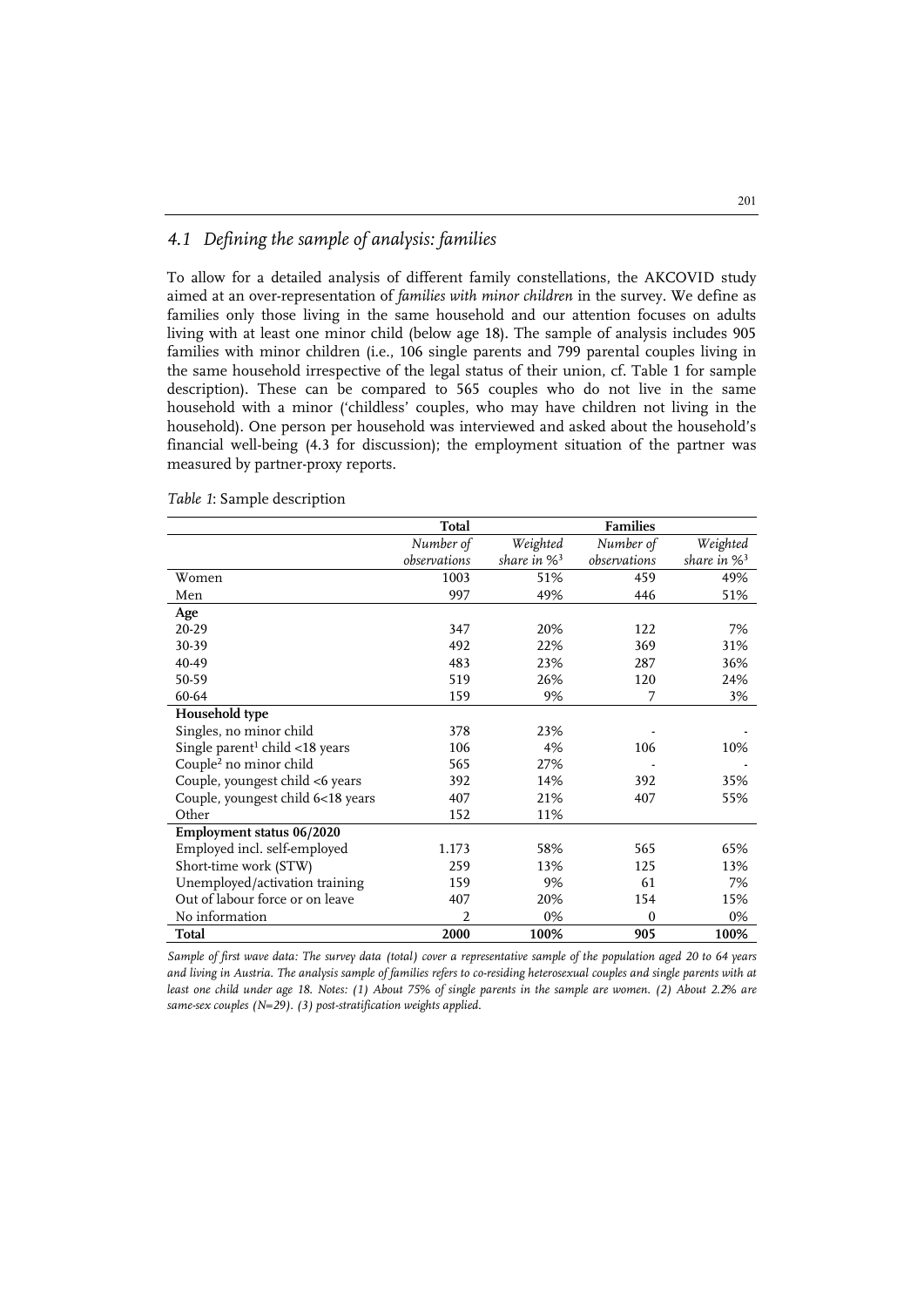## *4.1 Defining the sample of analysis: families*

To allow for a detailed analysis of different family constellations, the AKCOVID study aimed at an over-representation of *families with minor children* in the survey. We define as families only those living in the same household and our attention focuses on adults living with at least one minor child (below age 18). The sample of analysis includes 905 families with minor children (i.e., 106 single parents and 799 parental couples living in the same household irrespective of the legal status of their union, cf. Table 1 for sample description). These can be compared to 565 couples who do not live in the same household with a minor ('childless' couples, who may have children not living in the household). One person per household was interviewed and asked about the household's financial well-being (4.3 for discussion); the employment situation of the partner was measured by partner-proxy reports.

*Table 1*: Sample description

| | **Total** | | **Families** | |
|---|---|---|---|---|
| | *Number of observations* | *Weighted share in %*[3] | *Number of observations* | *Weighted share in %*[3] |
| Women | 1003 | 51% | 459 | 49% |
| Men | 997 | 49% | 446 | 51% |
| **Age** | | | | |
| 20-29 | 347 | 20% | 122 | 7% |
| 30-39 | 492 | 22% | 369 | 31% |
| 40-49 | 483 | 23% | 287 | 36% |
| 50-59 | 519 | 26% | 120 | 24% |
| 60-64 | 159 | 9% | 7 | 3% |
| **Household type** | | | | |
| Singles, no minor child | 378 | 23% | - | - |
| Single parent[1] child <18 years | 106 | 4% | 106 | 10% |
| Couple[2] no minor child | 565 | 27% | - | - |
| Couple, youngest child <6 years | 392 | 14% | 392 | 35% |
| Couple, youngest child 6<18 years | 407 | 21% | 407 | 55% |
| Other | 152 | 11% | | |
| **Employment status 06/2020** | | | | |
| Employed incl. self-employed | 1.173 | 58% | 565 | 65% |
| Short-time work (STW) | 259 | 13% | 125 | 13% |
| Unemployed/activation training | 159 | 9% | 61 | 7% |
| Out of labour force or on leave | 407 | 20% | 154 | 15% |
| No information | 2 | 0% | 0 | 0% |
| **Total** | **2000** | **100%** | **905** | **100%** |

*Sample of first wave data: The survey data (total) cover a representative sample of the population aged 20 to 64 years and living in Austria. The analysis sample of families refers to co-residing heterosexual couples and single parents with at least one child under age 18. Notes: (1) About 75% of single parents in the sample are women. (2) About 2.2% are same-sex couples (N=29). (3) post-stratification weights applied.*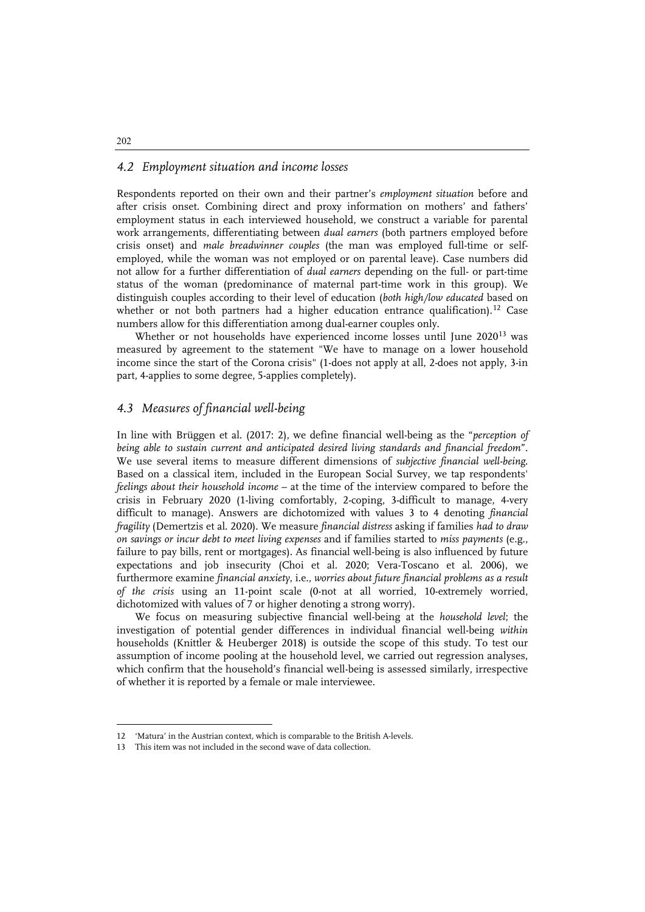## *4.2 Employment situation and income losses*

Respondents reported on their own and their partner's *employment situation* before and after crisis onset. Combining direct and proxy information on mothers' and fathers' employment status in each interviewed household, we construct a variable for parental work arrangements, differentiating between *dual earners* (both partners employed before crisis onset) and *male breadwinner couples* (the man was employed full-time or self-employed, while the woman was not employed or on parental leave). Case numbers did not allow for a further differentiation of *dual earners* depending on the full- or part-time status of the woman (predominance of maternal part-time work in this group). We distinguish couples according to their level of education (*both high/low educated* based on whether or not both partners had a higher education entrance qualification).[12] Case numbers allow for this differentiation among dual-earner couples only.

Whether or not households have experienced income losses until June 2020[13] was measured by agreement to the statement "We have to manage on a lower household income since the start of the Corona crisis" (1-does not apply at all, 2-does not apply, 3-in part, 4-applies to some degree, 5-applies completely).

## *4.3 Measures of financial well-being*

In line with Brüggen et al. (2017: 2), we define financial well-being as the "*perception of being able to sustain current and anticipated desired living standards and financial freedom*". We use several items to measure different dimensions of *subjective financial well-being*. Based on a classical item, included in the European Social Survey, we tap respondents' *feelings about their household income* – at the time of the interview compared to before the crisis in February 2020 (1-living comfortably, 2-coping, 3-difficult to manage, 4-very difficult to manage). Answers are dichotomized with values 3 to 4 denoting *financial fragility* (Demertzis et al. 2020). We measure *financial distress* asking if families *had to draw on savings or incur debt to meet living expenses* and if families started to *miss payments* (e.g., failure to pay bills, rent or mortgages). As financial well-being is also influenced by future expectations and job insecurity (Choi et al. 2020; Vera-Toscano et al. 2006), we furthermore examine *financial anxiety*, i.e., *worries about future financial problems as a result of the crisis* using an 11-point scale (0-not at all worried, 10-extremely worried, dichotomized with values of 7 or higher denoting a strong worry).

We focus on measuring subjective financial well-being at the *household level*; the investigation of potential gender differences in individual financial well-being *within* households (Knittler & Heuberger 2018) is outside the scope of this study. To test our assumption of income pooling at the household level, we carried out regression analyses, which confirm that the household's financial well-being is assessed similarly, irrespective of whether it is reported by a female or male interviewee.

---

12 'Matura' in the Austrian context, which is comparable to the British A-levels.

13 This item was not included in the second wave of data collection.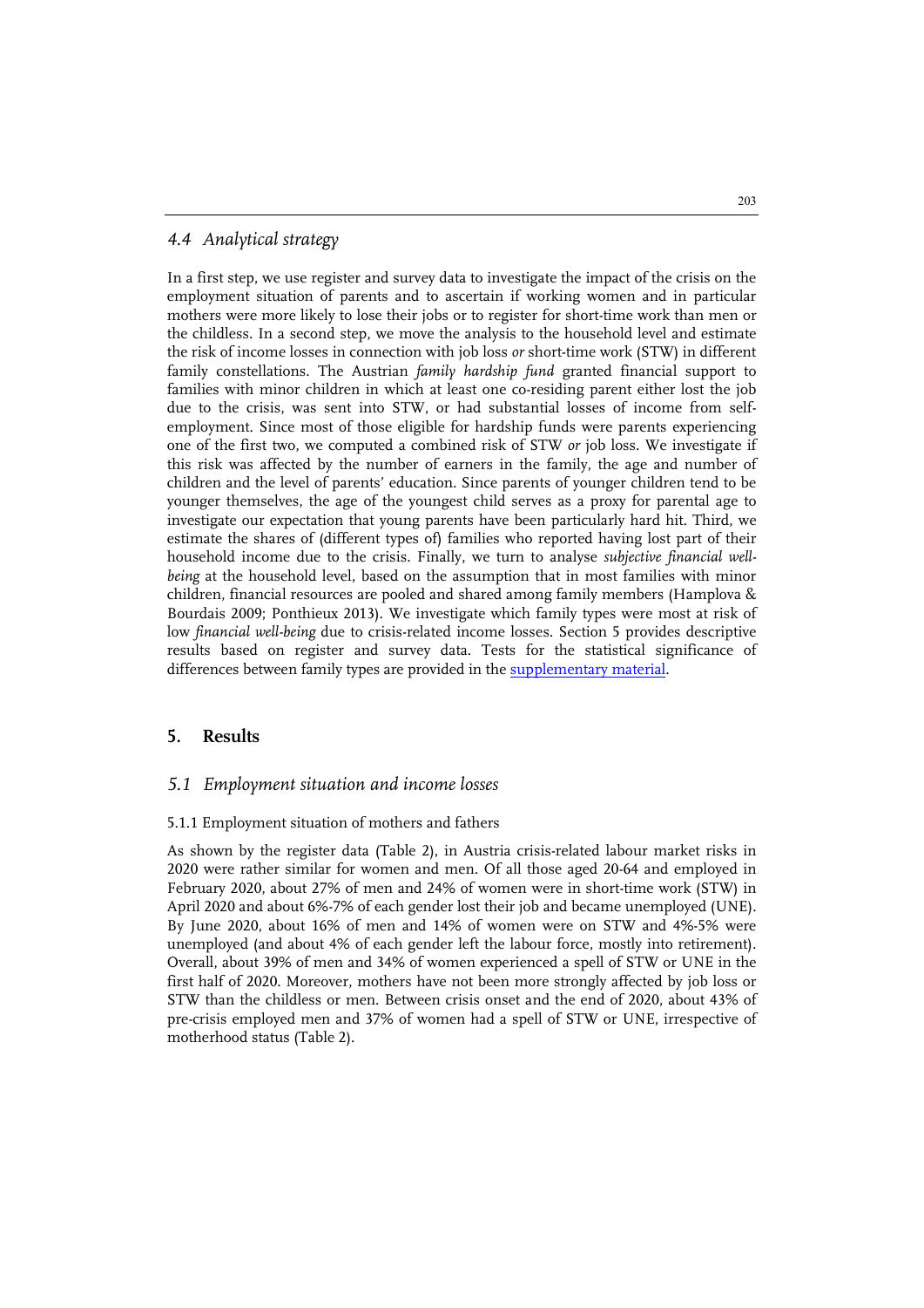### 4.4 Analytical strategy

In a first step, we use register and survey data to investigate the impact of the crisis on the employment situation of parents and to ascertain if working women and in particular mothers were more likely to lose their jobs or to register for short-time work than men or the childless. In a second step, we move the analysis to the household level and estimate the risk of income losses in connection with job loss *or* short-time work (STW) in different family constellations. The Austrian *family hardship fund* granted financial support to families with minor children in which at least one co-residing parent either lost the job due to the crisis, was sent into STW, or had substantial losses of income from self-employment. Since most of those eligible for hardship funds were parents experiencing one of the first two, we computed a combined risk of STW *or* job loss. We investigate if this risk was affected by the number of earners in the family, the age and number of children and the level of parents' education. Since parents of younger children tend to be younger themselves, the age of the youngest child serves as a proxy for parental age to investigate our expectation that young parents have been particularly hard hit. Third, we estimate the shares of (different types of) families who reported having lost part of their household income due to the crisis. Finally, we turn to analyse *subjective financial well-being* at the household level, based on the assumption that in most families with minor children, financial resources are pooled and shared among family members (Hamplova & Bourdais 2009; Ponthieux 2013). We investigate which family types were most at risk of low *financial well-being* due to crisis-related income losses. Section 5 provides descriptive results based on register and survey data. Tests for the statistical significance of differences between family types are provided in the supplementary material.

## 5. Results

### 5.1 Employment situation and income losses

#### 5.1.1 Employment situation of mothers and fathers

As shown by the register data (Table 2), in Austria crisis-related labour market risks in 2020 were rather similar for women and men. Of all those aged 20-64 and employed in February 2020, about 27% of men and 24% of women were in short-time work (STW) in April 2020 and about 6%-7% of each gender lost their job and became unemployed (UNE). By June 2020, about 16% of men and 14% of women were on STW and 4%-5% were unemployed (and about 4% of each gender left the labour force, mostly into retirement). Overall, about 39% of men and 34% of women experienced a spell of STW or UNE in the first half of 2020. Moreover, mothers have not been more strongly affected by job loss or STW than the childless or men. Between crisis onset and the end of 2020, about 43% of pre-crisis employed men and 37% of women had a spell of STW or UNE, irrespective of motherhood status (Table 2).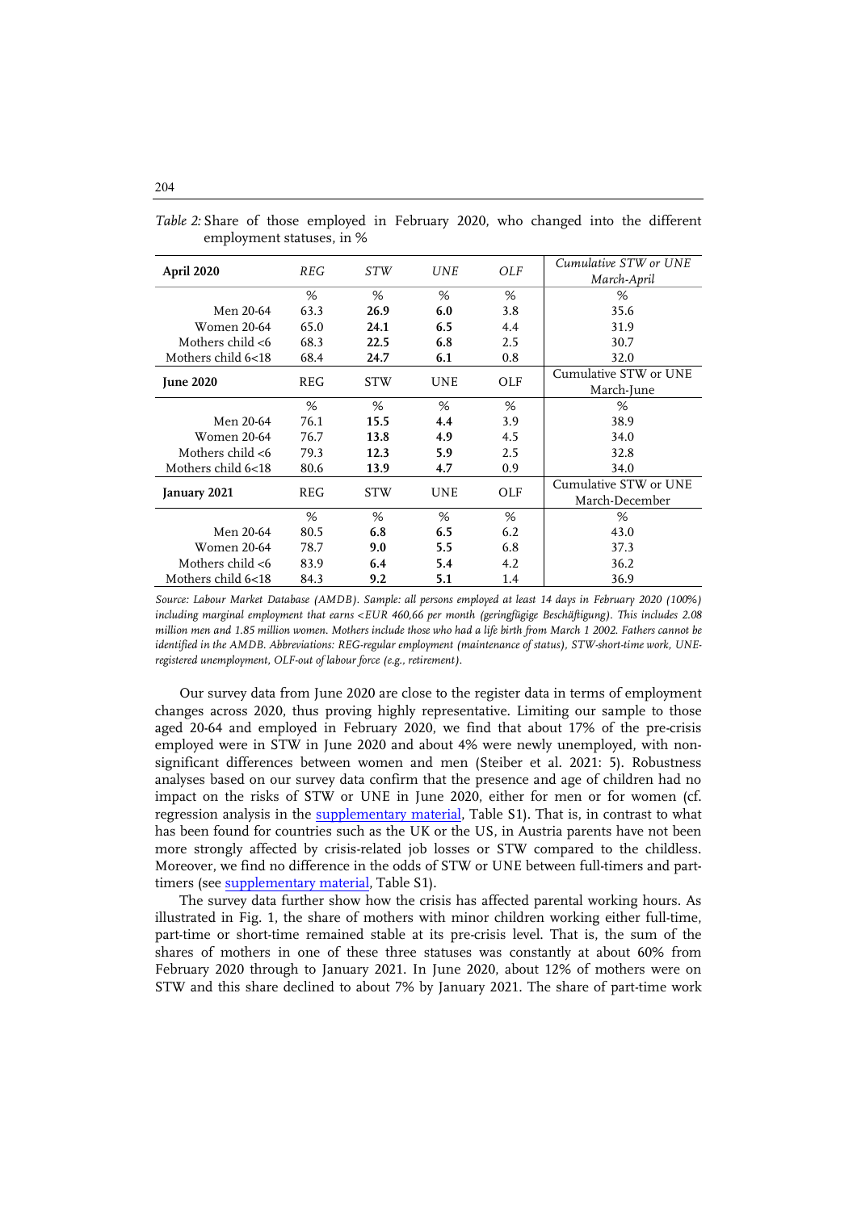*Table 2:* Share of those employed in February 2020, who changed into the different employment statuses, in %

| **April 2020** | *REG* | *STW* | *UNE* | *OLF* | *Cumulative STW or UNE March-April* |
|---|---|---|---|---|---|
| | % | % | % | % | % |
| Men 20-64 | 63.3 | **26.9** | **6.0** | 3.8 | 35.6 |
| Women 20-64 | 65.0 | **24.1** | **6.5** | 4.4 | 31.9 |
| Mothers child <6 | 68.3 | **22.5** | **6.8** | 2.5 | 30.7 |
| Mothers child 6<18 | 68.4 | **24.7** | **6.1** | 0.8 | 32.0 |
| **June 2020** | REG | STW | UNE | OLF | Cumulative STW or UNE March-June |
| | % | % | % | % | % |
| Men 20-64 | 76.1 | **15.5** | **4.4** | 3.9 | 38.9 |
| Women 20-64 | 76.7 | **13.8** | **4.9** | 4.5 | 34.0 |
| Mothers child <6 | 79.3 | **12.3** | **5.9** | 2.5 | 32.8 |
| Mothers child 6<18 | 80.6 | **13.9** | **4.7** | 0.9 | 34.0 |
| **January 2021** | REG | STW | UNE | OLF | Cumulative STW or UNE March-December |
| | % | % | % | % | % |
| Men 20-64 | 80.5 | **6.8** | **6.5** | 6.2 | 43.0 |
| Women 20-64 | 78.7 | **9.0** | **5.5** | 6.8 | 37.3 |
| Mothers child <6 | 83.9 | **6.4** | **5.4** | 4.2 | 36.2 |
| Mothers child 6<18 | 84.3 | **9.2** | **5.1** | 1.4 | 36.9 |

*Source: Labour Market Database (AMDB). Sample: all persons employed at least 14 days in February 2020 (100%) including marginal employment that earns <EUR 460,66 per month (geringfügige Beschäftigung). This includes 2.08 million men and 1.85 million women. Mothers include those who had a life birth from March 1 2002. Fathers cannot be identified in the AMDB. Abbreviations: REG-regular employment (maintenance of status), STW-short-time work, UNE-registered unemployment, OLF-out of labour force (e.g., retirement).*

Our survey data from June 2020 are close to the register data in terms of employment changes across 2020, thus proving highly representative. Limiting our sample to those aged 20-64 and employed in February 2020, we find that about 17% of the pre-crisis employed were in STW in June 2020 and about 4% were newly unemployed, with non-significant differences between women and men (Steiber et al. 2021: 5). Robustness analyses based on our survey data confirm that the presence and age of children had no impact on the risks of STW or UNE in June 2020, either for men or for women (cf. regression analysis in the supplementary material, Table S1). That is, in contrast to what has been found for countries such as the UK or the US, in Austria parents have not been more strongly affected by crisis-related job losses or STW compared to the childless. Moreover, we find no difference in the odds of STW or UNE between full-timers and part-timers (see supplementary material, Table S1).

The survey data further show how the crisis has affected parental working hours. As illustrated in Fig. 1, the share of mothers with minor children working either full-time, part-time or short-time remained stable at its pre-crisis level. That is, the sum of the shares of mothers in one of these three statuses was constantly at about 60% from February 2020 through to January 2021. In June 2020, about 12% of mothers were on STW and this share declined to about 7% by January 2021. The share of part-time work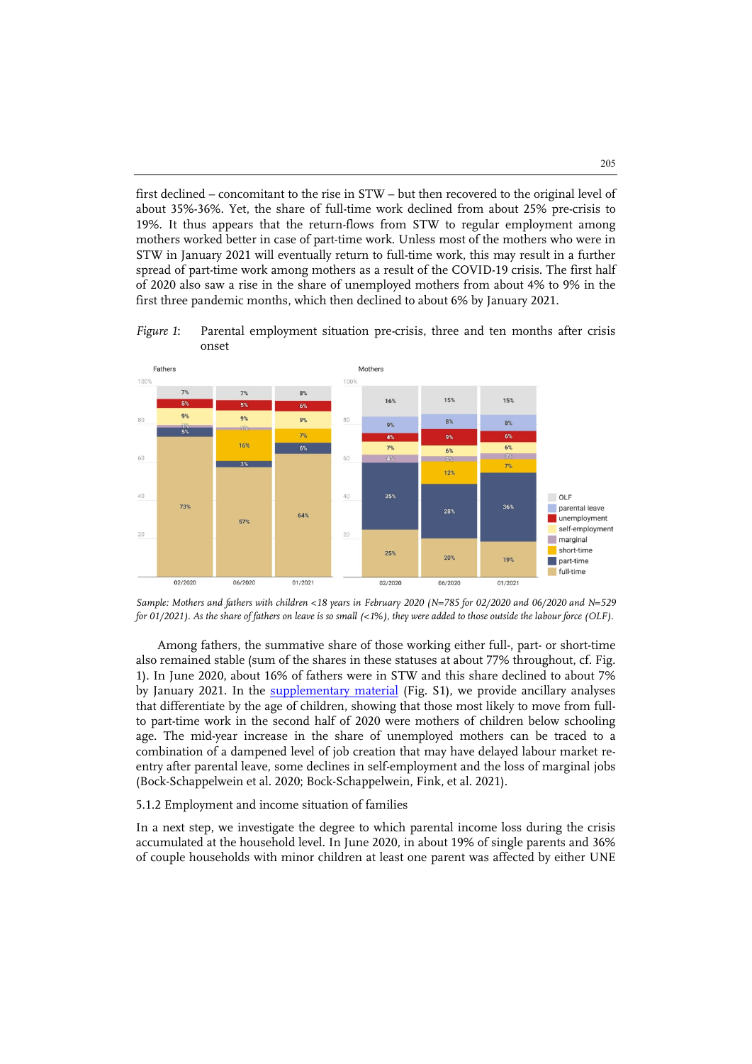first declined – concomitant to the rise in STW – but then recovered to the original level of about 35%-36%. Yet, the share of full-time work declined from about 25% pre-crisis to 19%. It thus appears that the return-flows from STW to regular employment among mothers worked better in case of part-time work. Unless most of the mothers who were in STW in January 2021 will eventually return to full-time work, this may result in a further spread of part-time work among mothers as a result of the COVID-19 crisis. The first half of 2020 also saw a rise in the share of unemployed mothers from about 4% to 9% in the first three pandemic months, which then declined to about 6% by January 2021.

*Figure 1*: Parental employment situation pre-crisis, three and ten months after crisis onset

*Sample: Mothers and fathers with children <18 years in February 2020 (N=785 for 02/2020 and 06/2020 and N=529 for 01/2021). As the share of fathers on leave is so small (<1%), they were added to those outside the labour force (OLF).*

Among fathers, the summative share of those working either full-, part- or short-time also remained stable (sum of the shares in these statuses at about 77% throughout, cf. Fig. 1). In June 2020, about 16% of fathers were in STW and this share declined to about 7% by January 2021. In the supplementary material (Fig. S1), we provide ancillary analyses that differentiate by the age of children, showing that those most likely to move from full- to part-time work in the second half of 2020 were mothers of children below schooling age. The mid-year increase in the share of unemployed mothers can be traced to a combination of a dampened level of job creation that may have delayed labour market re-entry after parental leave, some declines in self-employment and the loss of marginal jobs (Bock-Schappelwein et al. 2020; Bock-Schappelwein, Fink, et al. 2021).

### 5.1.2 Employment and income situation of families

In a next step, we investigate the degree to which parental income loss during the crisis accumulated at the household level. In June 2020, in about 19% of single parents and 36% of couple households with minor children at least one parent was affected by either UNE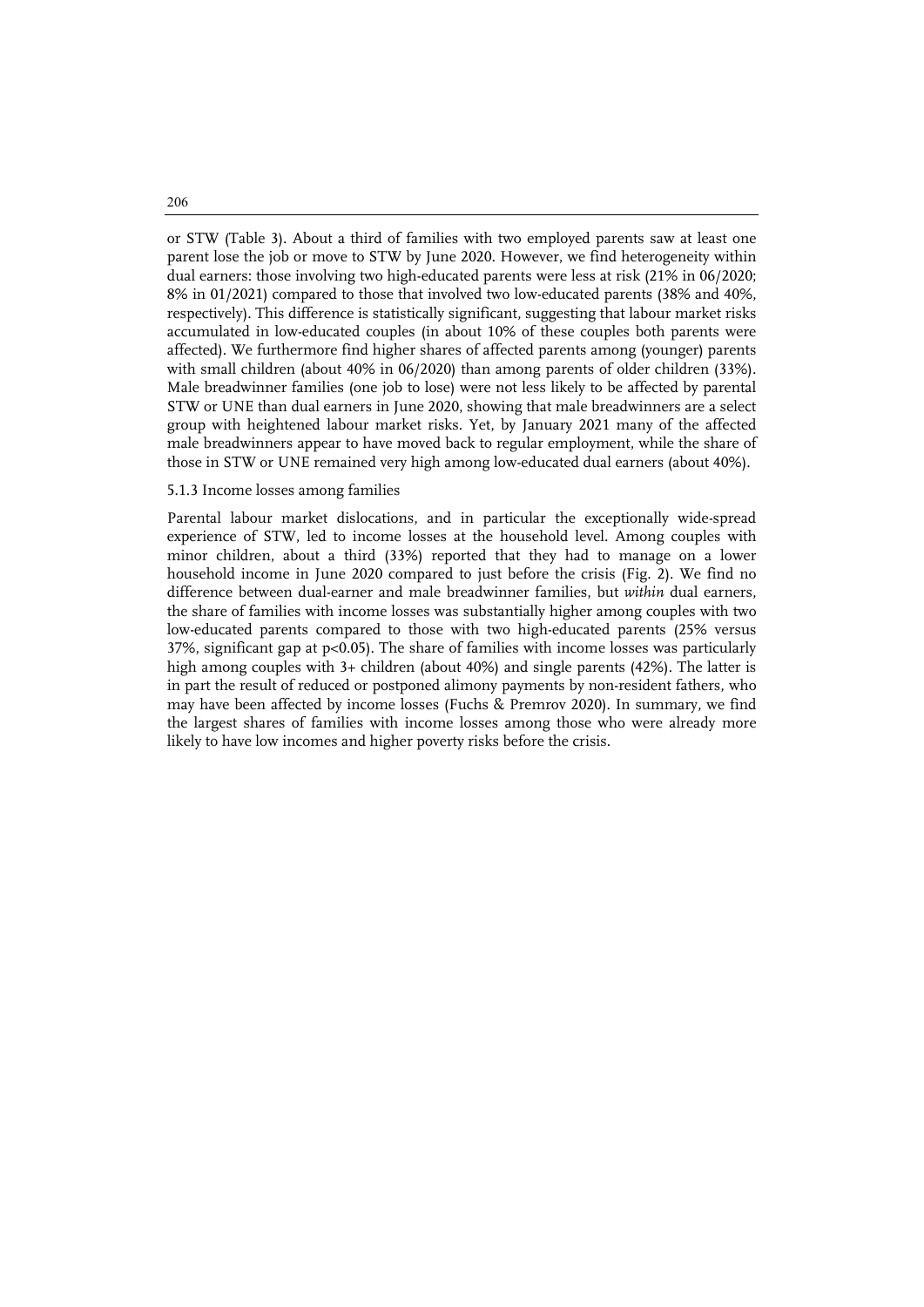or STW (Table 3). About a third of families with two employed parents saw at least one parent lose the job or move to STW by June 2020. However, we find heterogeneity within dual earners: those involving two high-educated parents were less at risk (21% in 06/2020; 8% in 01/2021) compared to those that involved two low-educated parents (38% and 40%, respectively). This difference is statistically significant, suggesting that labour market risks accumulated in low-educated couples (in about 10% of these couples both parents were affected). We furthermore find higher shares of affected parents among (younger) parents with small children (about 40% in 06/2020) than among parents of older children (33%). Male breadwinner families (one job to lose) were not less likely to be affected by parental STW or UNE than dual earners in June 2020, showing that male breadwinners are a select group with heightened labour market risks. Yet, by January 2021 many of the affected male breadwinners appear to have moved back to regular employment, while the share of those in STW or UNE remained very high among low-educated dual earners (about 40%).

### 5.1.3 Income losses among families

Parental labour market dislocations, and in particular the exceptionally wide-spread experience of STW, led to income losses at the household level. Among couples with minor children, about a third (33%) reported that they had to manage on a lower household income in June 2020 compared to just before the crisis (Fig. 2). We find no difference between dual-earner and male breadwinner families, but *within* dual earners, the share of families with income losses was substantially higher among couples with two low-educated parents compared to those with two high-educated parents (25% versus 37%, significant gap at $p<0.05$). The share of families with income losses was particularly high among couples with 3+ children (about 40%) and single parents (42%). The latter is in part the result of reduced or postponed alimony payments by non-resident fathers, who may have been affected by income losses (Fuchs & Premrov 2020). In summary, we find the largest shares of families with income losses among those who were already more likely to have low incomes and higher poverty risks before the crisis.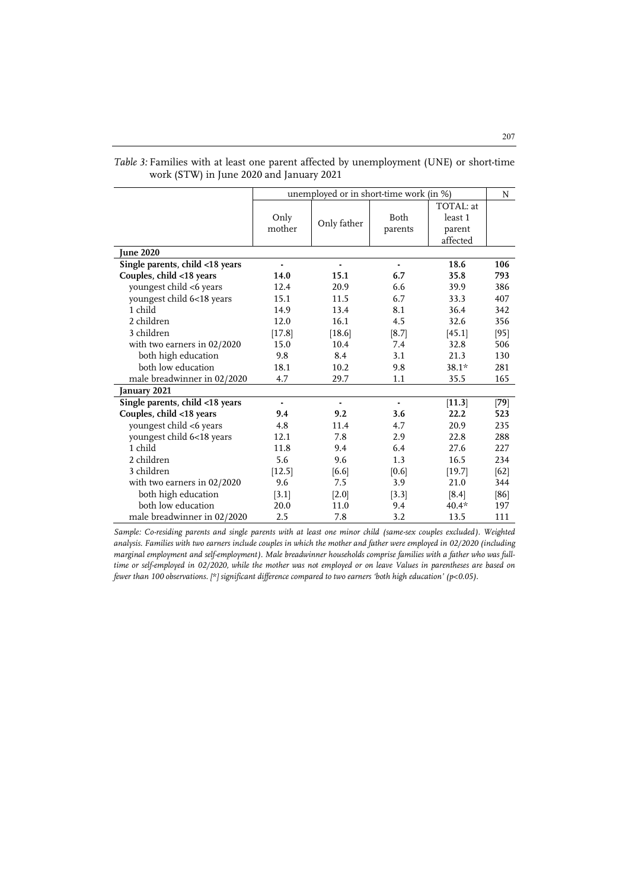*Table 3:* Families with at least one parent affected by unemployment (UNE) or short-time work (STW) in June 2020 and January 2021

| | unemployed or in short-time work (in %) | | | | N |
|---|---|---|---|---|---|
| | Only mother | Only father | Both parents | TOTAL: at least 1 parent affected | |
| **June 2020** | | | | | |
| **Single parents, child <18 years** | **-** | **-** | **-** | **18.6** | **106** |
| **Couples, child <18 years** | **14.0** | **15.1** | **6.7** | **35.8** | **793** |
| youngest child <6 years | 12.4 | 20.9 | 6.6 | 39.9 | 386 |
| youngest child 6<18 years | 15.1 | 11.5 | 6.7 | 33.3 | 407 |
| 1 child | 14.9 | 13.4 | 8.1 | 36.4 | 342 |
| 2 children | 12.0 | 16.1 | 4.5 | 32.6 | 356 |
| 3 children | [17.8] | [18.6] | [8.7] | [45.1] | [95] |
| with two earners in 02/2020 | 15.0 | 10.4 | 7.4 | 32.8 | 506 |
| both high education | 9.8 | 8.4 | 3.1 | 21.3 | 130 |
| both low education | 18.1 | 10.2 | 9.8 | 38.1* | 281 |
| male breadwinner in 02/2020 | 4.7 | 29.7 | 1.1 | 35.5 | 165 |
| **January 2021** | | | | | |
| **Single parents, child <18 years** | **-** | **-** | **-** | **[11.3]** | **[79]** |
| **Couples, child <18 years** | **9.4** | **9.2** | **3.6** | **22.2** | **523** |
| youngest child <6 years | 4.8 | 11.4 | 4.7 | 20.9 | 235 |
| youngest child 6<18 years | 12.1 | 7.8 | 2.9 | 22.8 | 288 |
| 1 child | 11.8 | 9.4 | 6.4 | 27.6 | 227 |
| 2 children | 5.6 | 9.6 | 1.3 | 16.5 | 234 |
| 3 children | [12.5] | [6.6] | [0.6] | [19.7] | [62] |
| with two earners in 02/2020 | 9.6 | 7.5 | 3.9 | 21.0 | 344 |
| both high education | [3.1] | [2.0] | [3.3] | [8.4] | [86] |
| both low education | 20.0 | 11.0 | 9.4 | 40.4* | 197 |
| male breadwinner in 02/2020 | 2.5 | 7.8 | 3.2 | 13.5 | 111 |

*Sample: Co-residing parents and single parents with at least one minor child (same-sex couples excluded). Weighted analysis. Families with two earners include couples in which the mother and father were employed in 02/2020 (including marginal employment and self-employment). Male breadwinner households comprise families with a father who was full-time or self-employed in 02/2020, while the mother was not employed or on leave Values in parentheses are based on fewer than 100 observations. [*] significant difference compared to two earners 'both high education' (p<0.05).*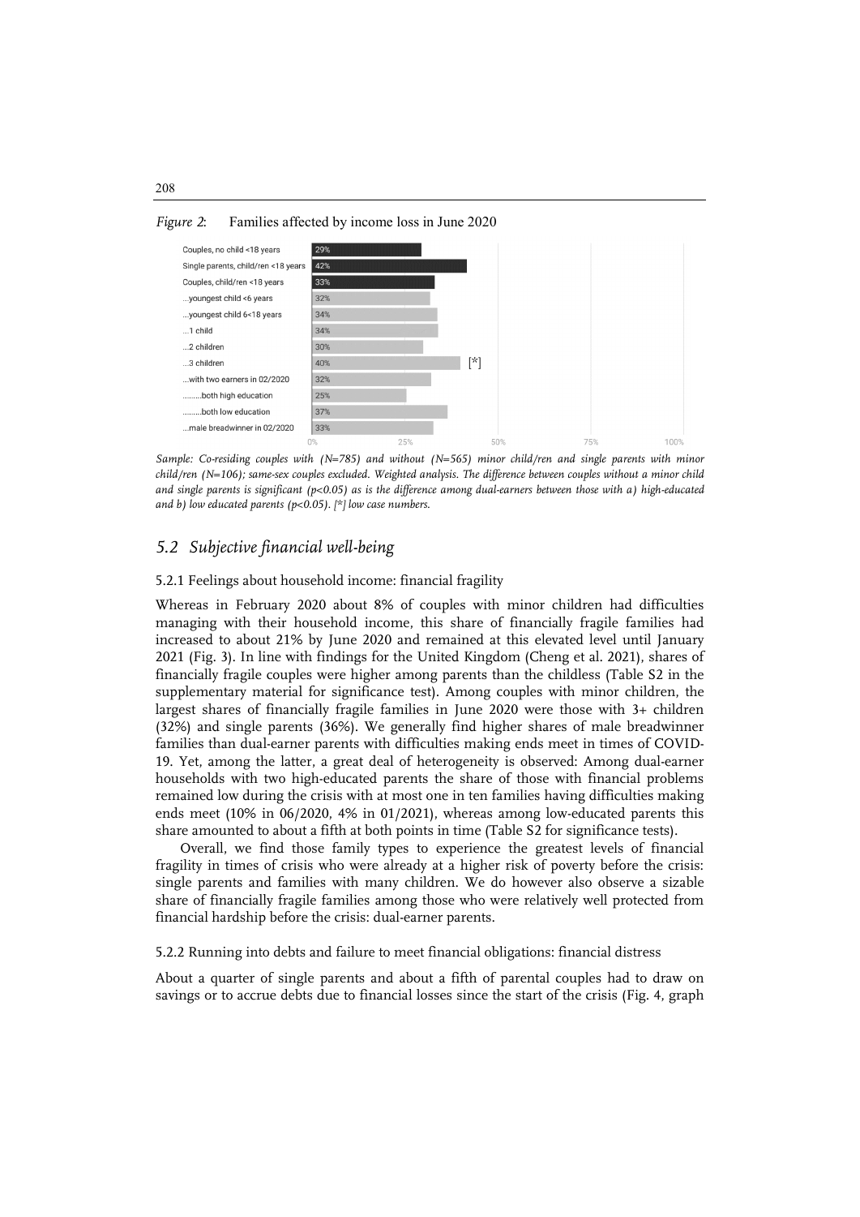*Figure 2*: Families affected by income loss in June 2020

| Group | Share |
|---|---|
| Couples, no child <18 years | 29% |
| Single parents, child/ren <18 years | 42% |
| Couples, child/ren <18 years | 33% |
| ...youngest child <6 years | 32% |
| ...youngest child 6<18 years | 34% |
| ...1 child | 34% |
| ...2 children | 30% |
| ...3 children | 40% [*] |
| ...with two earners in 02/2020 | 32% |
| .........both high education | 25% |
| .........both low education | 37% |
| ...male breadwinner in 02/2020 | 33% |

*Sample: Co-residing couples with (N=785) and without (N=565) minor child/ren and single parents with minor child/ren (N=106); same-sex couples excluded. Weighted analysis. The difference between couples without a minor child and single parents is significant (p<0.05) as is the difference among dual-earners between those with a) high-educated and b) low educated parents (p<0.05). [*] low case numbers.*

## *5.2 Subjective financial well-being*

### 5.2.1 Feelings about household income: financial fragility

Whereas in February 2020 about 8% of couples with minor children had difficulties managing with their household income, this share of financially fragile families had increased to about 21% by June 2020 and remained at this elevated level until January 2021 (Fig. 3). In line with findings for the United Kingdom (Cheng et al. 2021), shares of financially fragile couples were higher among parents than the childless (Table S2 in the supplementary material for significance test). Among couples with minor children, the largest shares of financially fragile families in June 2020 were those with 3+ children (32%) and single parents (36%). We generally find higher shares of male breadwinner families than dual-earner parents with difficulties making ends meet in times of COVID-19. Yet, among the latter, a great deal of heterogeneity is observed: Among dual-earner households with two high-educated parents the share of those with financial problems remained low during the crisis with at most one in ten families having difficulties making ends meet (10% in 06/2020, 4% in 01/2021), whereas among low-educated parents this share amounted to about a fifth at both points in time (Table S2 for significance tests).

Overall, we find those family types to experience the greatest levels of financial fragility in times of crisis who were already at a higher risk of poverty before the crisis: single parents and families with many children. We do however also observe a sizable share of financially fragile families among those who were relatively well protected from financial hardship before the crisis: dual-earner parents.

### 5.2.2 Running into debts and failure to meet financial obligations: financial distress

About a quarter of single parents and about a fifth of parental couples had to draw on savings or to accrue debts due to financial losses since the start of the crisis (Fig. 4, graph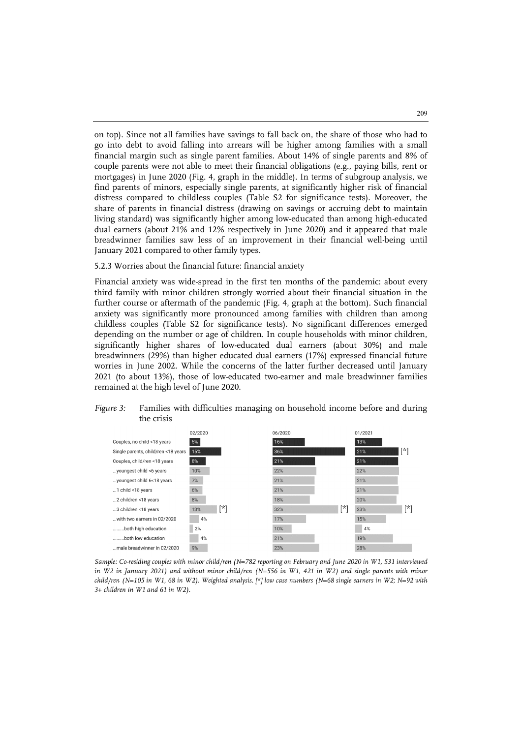on top). Since not all families have savings to fall back on, the share of those who had to go into debt to avoid falling into arrears will be higher among families with a small financial margin such as single parent families. About 14% of single parents and 8% of couple parents were not able to meet their financial obligations (e.g., paying bills, rent or mortgages) in June 2020 (Fig. 4, graph in the middle). In terms of subgroup analysis, we find parents of minors, especially single parents, at significantly higher risk of financial distress compared to childless couples (Table S2 for significance tests). Moreover, the share of parents in financial distress (drawing on savings or accruing debt to maintain living standard) was significantly higher among low-educated than among high-educated dual earners (about 21% and 12% respectively in June 2020) and it appeared that male breadwinner families saw less of an improvement in their financial well-being until January 2021 compared to other family types.

### 5.2.3 Worries about the financial future: financial anxiety

Financial anxiety was wide-spread in the first ten months of the pandemic: about every third family with minor children strongly worried about their financial situation in the further course or aftermath of the pandemic (Fig. 4, graph at the bottom). Such financial anxiety was significantly more pronounced among families with children than among childless couples (Table S2 for significance tests). No significant differences emerged depending on the number or age of children. In couple households with minor children, significantly higher shares of low-educated dual earners (about 30%) and male breadwinners (29%) than higher educated dual earners (17%) expressed financial future worries in June 2002. While the concerns of the latter further decreased until January 2021 (to about 13%), those of low-educated two-earner and male breadwinner families remained at the high level of June 2020.

*Figure 3:* Families with difficulties managing on household income before and during the crisis

| | 02/2020 | 06/2020 | 01/2021 |
|---|---|---|---|
| Couples, no child <18 years | 5% | 16% | 13% |
| Single parents, child/ren <18 years | 15% | 36% | 21% [*] |
| Couples, child/ren <18 years | 8% | 21% | 21% |
| ...youngest child <6 years | 10% | 22% | 22% |
| ...youngest child 6<18 years | 7% | 21% | 21% |
| ...1 child <18 years | 6% | 21% | 21% |
| ...2 children <18 years | 8% | 18% | 20% |
| ...3 children <18 years | 13% [*] | 32% [*] | 23% [*] |
| ...with two earners in 02/2020 | 4% | 17% | 15% |
| .........both high education | 2% | 10% | 4% |
| .........both low education | 4% | 21% | 19% |
| ...male breadwinner in 02/2020 | 9% | 23% | 28% |

*Sample: Co-residing couples with minor child/ren (N=782 reporting on February and June 2020 in W1, 531 interviewed in W2 in January 2021) and without minor child/ren (N=556 in W1, 421 in W2) and single parents with minor child/ren (N=105 in W1, 68 in W2). Weighted analysis. [*] low case numbers (N=68 single earners in W2; N=92 with 3+ children in W1 and 61 in W2).*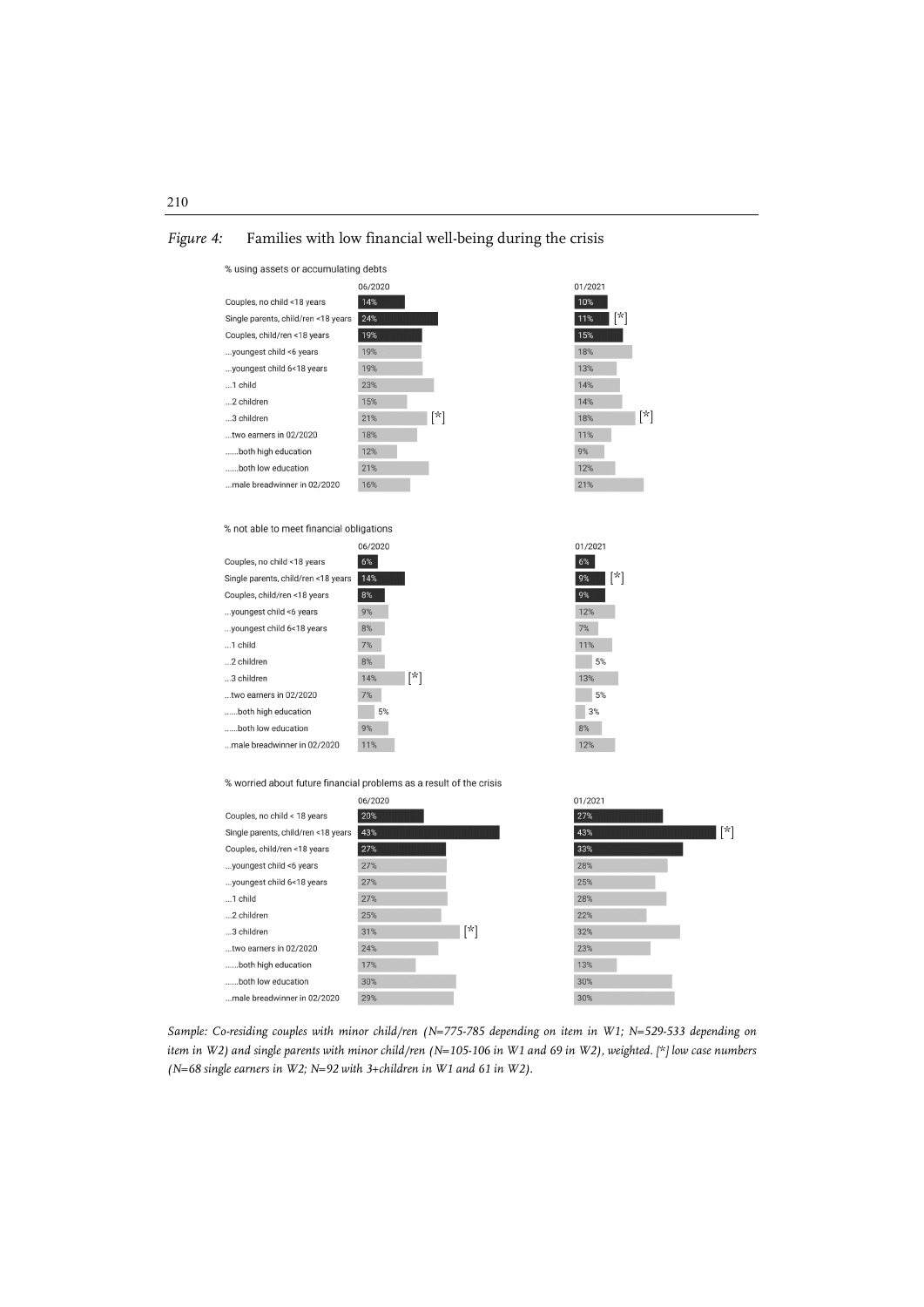*Figure 4:* Families with low financial well-being during the crisis

% using assets or accumulating debts

| | 06/2020 | 01/2021 |
|---|---|---|
| Couples, no child <18 years | 14% | 10% |
| Single parents, child/ren <18 years | 24% | 11% [*] |
| Couples, child/ren <18 years | 19% | 15% |
| ...youngest child <6 years | 19% | 18% |
| ...youngest child 6<18 years | 19% | 13% |
| ...1 child | 23% | 14% |
| ...2 children | 15% | 14% |
| ...3 children | 21% [*] | 18% [*] |
| ...two earners in 02/2020 | 18% | 11% |
| ......both high education | 12% | 9% |
| ......both low education | 21% | 12% |
| ...male breadwinner in 02/2020 | 16% | 21% |

% not able to meet financial obligations

| | 06/2020 | 01/2021 |
|---|---|---|
| Couples, no child <18 years | 6% | 6% |
| Single parents, child/ren <18 years | 14% | 9% [*] |
| Couples, child/ren <18 years | 8% | 9% |
| ...youngest child <6 years | 9% | 12% |
| ...youngest child 6<18 years | 8% | 7% |
| ...1 child | 7% | 11% |
| ...2 children | 8% | 5% |
| ...3 children | 14% [*] | 13% |
| ...two earners in 02/2020 | 7% | 5% |
| ......both high education | 5% | 3% |
| ......both low education | 9% | 8% |
| ...male breadwinner in 02/2020 | 11% | 12% |

% worried about future financial problems as a result of the crisis

| | 06/2020 | 01/2021 |
|---|---|---|
| Couples, no child < 18 years | 20% | 27% |
| Single parents, child/ren <18 years | 43% | 43% [*] |
| Couples, child/ren <18 years | 27% | 33% |
| ...youngest child <6 years | 27% | 28% |
| ...youngest child 6<18 years | 27% | 25% |
| ...1 child | 27% | 28% |
| ...2 children | 25% | 22% |
| ...3 children | 31% [*] | 32% |
| ...two earners in 02/2020 | 24% | 23% |
| ......both high education | 17% | 13% |
| ......both low education | 30% | 30% |
| ...male breadwinner in 02/2020 | 29% | 30% |

*Sample: Co-residing couples with minor child/ren (N=775-785 depending on item in W1; N=529-533 depending on item in W2) and single parents with minor child/ren (N=105-106 in W1 and 69 in W2), weighted. [*] low case numbers (N=68 single earners in W2; N=92 with 3+children in W1 and 61 in W2).*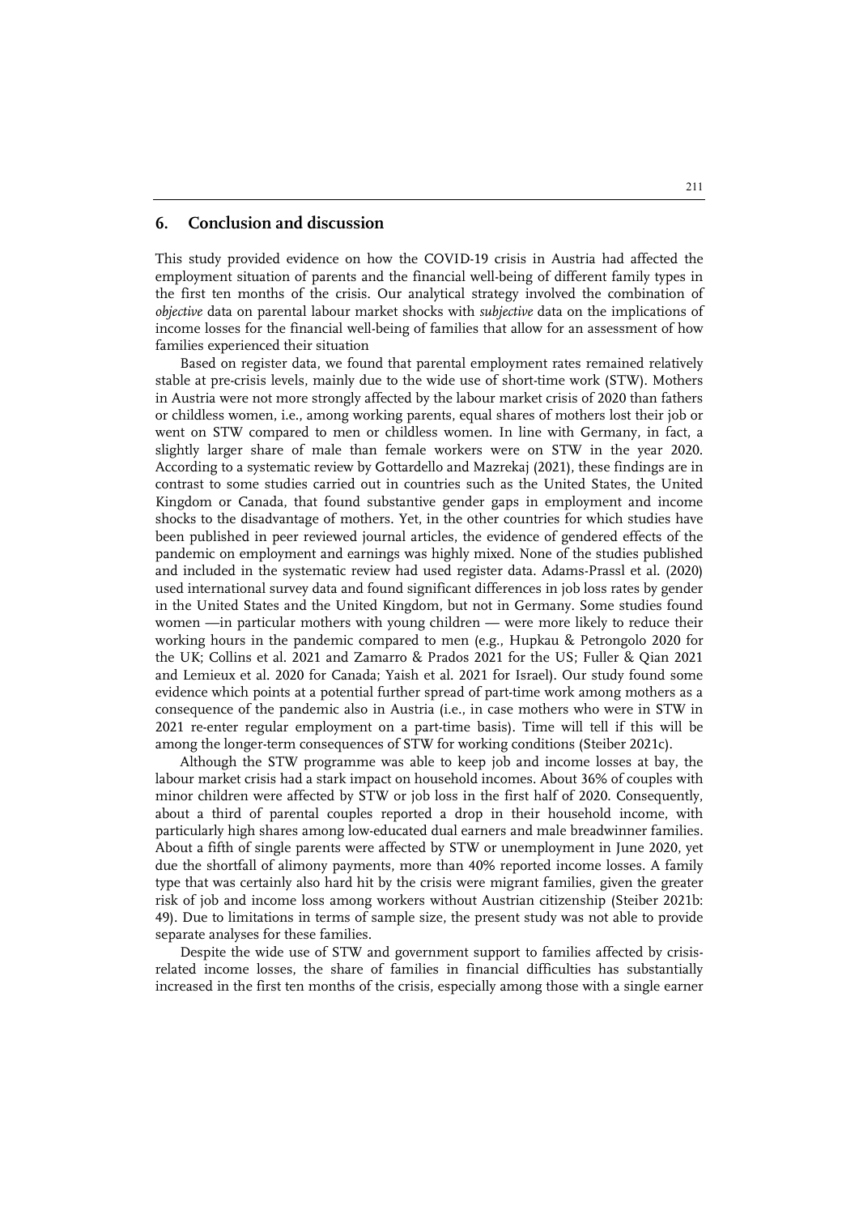## 6. Conclusion and discussion

This study provided evidence on how the COVID-19 crisis in Austria had affected the employment situation of parents and the financial well-being of different family types in the first ten months of the crisis. Our analytical strategy involved the combination of *objective* data on parental labour market shocks with *subjective* data on the implications of income losses for the financial well-being of families that allow for an assessment of how families experienced their situation

Based on register data, we found that parental employment rates remained relatively stable at pre-crisis levels, mainly due to the wide use of short-time work (STW). Mothers in Austria were not more strongly affected by the labour market crisis of 2020 than fathers or childless women, i.e., among working parents, equal shares of mothers lost their job or went on STW compared to men or childless women. In line with Germany, in fact, a slightly larger share of male than female workers were on STW in the year 2020. According to a systematic review by Gottardello and Mazrekaj (2021), these findings are in contrast to some studies carried out in countries such as the United States, the United Kingdom or Canada, that found substantive gender gaps in employment and income shocks to the disadvantage of mothers. Yet, in the other countries for which studies have been published in peer reviewed journal articles, the evidence of gendered effects of the pandemic on employment and earnings was highly mixed. None of the studies published and included in the systematic review had used register data. Adams-Prassl et al. (2020) used international survey data and found significant differences in job loss rates by gender in the United States and the United Kingdom, but not in Germany. Some studies found women —in particular mothers with young children — were more likely to reduce their working hours in the pandemic compared to men (e.g., Hupkau & Petrongolo 2020 for the UK; Collins et al. 2021 and Zamarro & Prados 2021 for the US; Fuller & Qian 2021 and Lemieux et al. 2020 for Canada; Yaish et al. 2021 for Israel). Our study found some evidence which points at a potential further spread of part-time work among mothers as a consequence of the pandemic also in Austria (i.e., in case mothers who were in STW in 2021 re-enter regular employment on a part-time basis). Time will tell if this will be among the longer-term consequences of STW for working conditions (Steiber 2021c).

Although the STW programme was able to keep job and income losses at bay, the labour market crisis had a stark impact on household incomes. About 36% of couples with minor children were affected by STW or job loss in the first half of 2020. Consequently, about a third of parental couples reported a drop in their household income, with particularly high shares among low-educated dual earners and male breadwinner families. About a fifth of single parents were affected by STW or unemployment in June 2020, yet due the shortfall of alimony payments, more than 40% reported income losses. A family type that was certainly also hard hit by the crisis were migrant families, given the greater risk of job and income loss among workers without Austrian citizenship (Steiber 2021b: 49). Due to limitations in terms of sample size, the present study was not able to provide separate analyses for these families.

Despite the wide use of STW and government support to families affected by crisis-related income losses, the share of families in financial difficulties has substantially increased in the first ten months of the crisis, especially among those with a single earner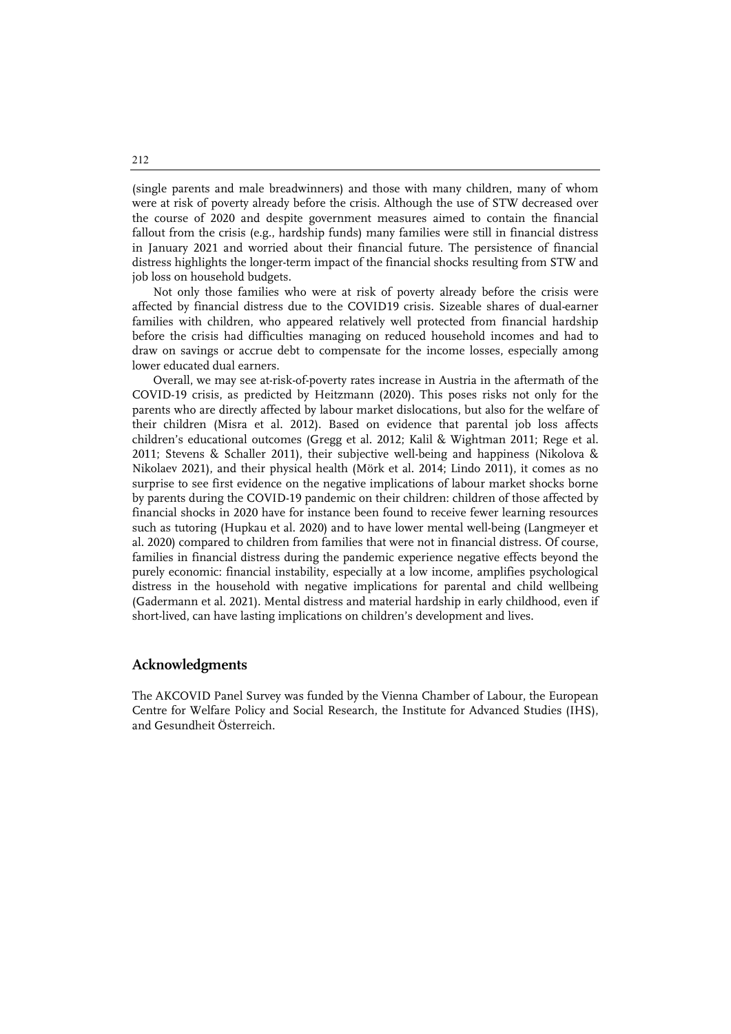(single parents and male breadwinners) and those with many children, many of whom were at risk of poverty already before the crisis. Although the use of STW decreased over the course of 2020 and despite government measures aimed to contain the financial fallout from the crisis (e.g., hardship funds) many families were still in financial distress in January 2021 and worried about their financial future. The persistence of financial distress highlights the longer-term impact of the financial shocks resulting from STW and job loss on household budgets.

Not only those families who were at risk of poverty already before the crisis were affected by financial distress due to the COVID19 crisis. Sizeable shares of dual-earner families with children, who appeared relatively well protected from financial hardship before the crisis had difficulties managing on reduced household incomes and had to draw on savings or accrue debt to compensate for the income losses, especially among lower educated dual earners.

Overall, we may see at-risk-of-poverty rates increase in Austria in the aftermath of the COVID-19 crisis, as predicted by Heitzmann (2020). This poses risks not only for the parents who are directly affected by labour market dislocations, but also for the welfare of their children (Misra et al. 2012). Based on evidence that parental job loss affects children's educational outcomes (Gregg et al. 2012; Kalil & Wightman 2011; Rege et al. 2011; Stevens & Schaller 2011), their subjective well-being and happiness (Nikolova & Nikolaev 2021), and their physical health (Mörk et al. 2014; Lindo 2011), it comes as no surprise to see first evidence on the negative implications of labour market shocks borne by parents during the COVID-19 pandemic on their children: children of those affected by financial shocks in 2020 have for instance been found to receive fewer learning resources such as tutoring (Hupkau et al. 2020) and to have lower mental well-being (Langmeyer et al. 2020) compared to children from families that were not in financial distress. Of course, families in financial distress during the pandemic experience negative effects beyond the purely economic: financial instability, especially at a low income, amplifies psychological distress in the household with negative implications for parental and child wellbeing (Gadermann et al. 2021). Mental distress and material hardship in early childhood, even if short-lived, can have lasting implications on children's development and lives.

## Acknowledgments

The AKCOVID Panel Survey was funded by the Vienna Chamber of Labour, the European Centre for Welfare Policy and Social Research, the Institute for Advanced Studies (IHS), and Gesundheit Österreich.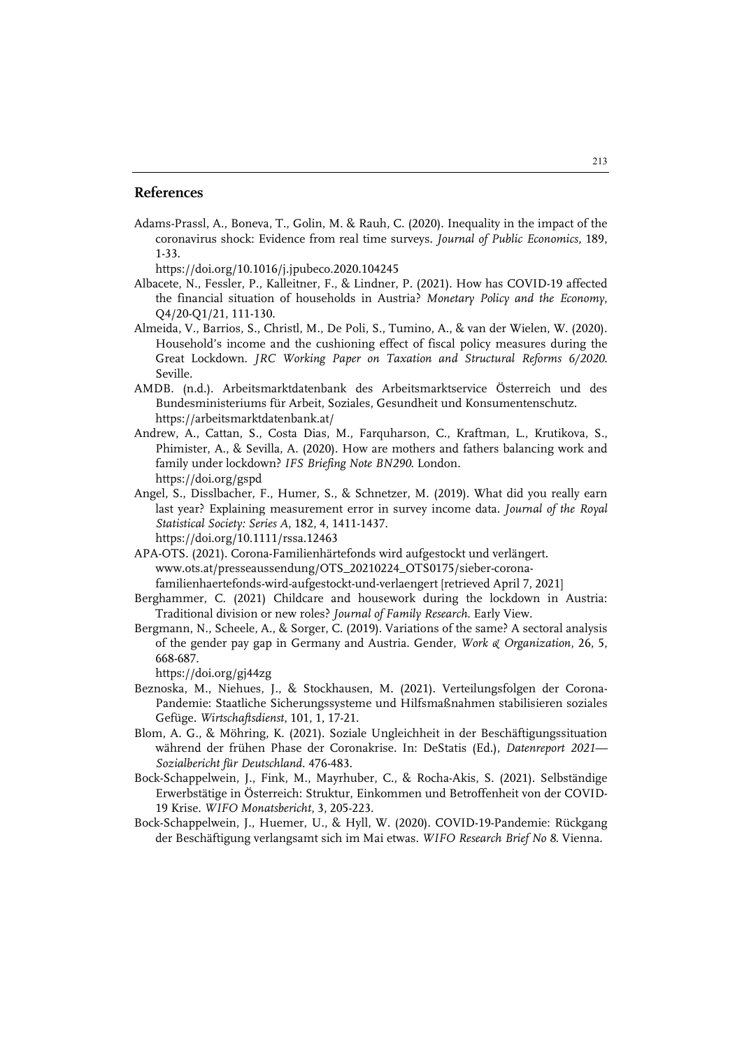## References

Adams-Prassl, A., Boneva, T., Golin, M. & Rauh, C. (2020). Inequality in the impact of the coronavirus shock: Evidence from real time surveys. *Journal of Public Economics*, 189, 1-33.
https://doi.org/10.1016/j.jpubeco.2020.104245

Albacete, N., Fessler, P., Kalleitner, F., & Lindner, P. (2021). How has COVID-19 affected the financial situation of households in Austria? *Monetary Policy and the Economy*, Q4/20-Q1/21, 111-130.

Almeida, V., Barrios, S., Christl, M., De Poli, S., Tumino, A., & van der Wielen, W. (2020). Household's income and the cushioning effect of fiscal policy measures during the Great Lockdown. *JRC Working Paper on Taxation and Structural Reforms 6/2020*. Seville.

AMDB. (n.d.). Arbeitsmarktdatenbank des Arbeitsmarktservice Österreich und des Bundesministeriums für Arbeit, Soziales, Gesundheit und Konsumentenschutz. https://arbeitsmarktdatenbank.at/

Andrew, A., Cattan, S., Costa Dias, M., Farquharson, C., Kraftman, L., Krutikova, S., Phimister, A., & Sevilla, A. (2020). How are mothers and fathers balancing work and family under lockdown? *IFS Briefing Note BN290*. London.
https://doi.org/gspd

Angel, S., Disslbacher, F., Humer, S., & Schnetzer, M. (2019). What did you really earn last year? Explaining measurement error in survey income data. *Journal of the Royal Statistical Society: Series A*, 182, 4, 1411-1437.
https://doi.org/10.1111/rssa.12463

APA-OTS. (2021). Corona-Familienhärtefonds wird aufgestockt und verlängert. www.ots.at/presseaussendung/OTS_20210224_OTS0175/sieber-corona-familienhaertefonds-wird-aufgestockt-und-verlaengert [retrieved April 7, 2021]

Berghammer, C. (2021) Childcare and housework during the lockdown in Austria: Traditional division or new roles? *Journal of Family Research*. Early View.

Bergmann, N., Scheele, A., & Sorger, C. (2019). Variations of the same? A sectoral analysis of the gender pay gap in Germany and Austria. Gender, *Work & Organization*, 26, 5, 668-687.
https://doi.org/gj44zg

Beznoska, M., Niehues, J., & Stockhausen, M. (2021). Verteilungsfolgen der Corona-Pandemie: Staatliche Sicherungssysteme und Hilfsmaßnahmen stabilisieren soziales Gefüge. *Wirtschaftsdienst*, 101, 1, 17-21.

Blom, A. G., & Möhring, K. (2021). Soziale Ungleichheit in der Beschäftigungssituation während der frühen Phase der Coronakrise. In: DeStatis (Ed.), *Datenreport 2021—Sozialbericht für Deutschland*. 476-483.

Bock-Schappelwein, J., Fink, M., Mayrhuber, C., & Rocha-Akis, S. (2021). Selbständige Erwerbstätige in Österreich: Struktur, Einkommen und Betroffenheit von der COVID-19 Krise. *WIFO Monatsbericht*, 3, 205-223.

Bock-Schappelwein, J., Huemer, U., & Hyll, W. (2020). COVID-19-Pandemie: Rückgang der Beschäftigung verlangsamt sich im Mai etwas. *WIFO Research Brief No 8*. Vienna.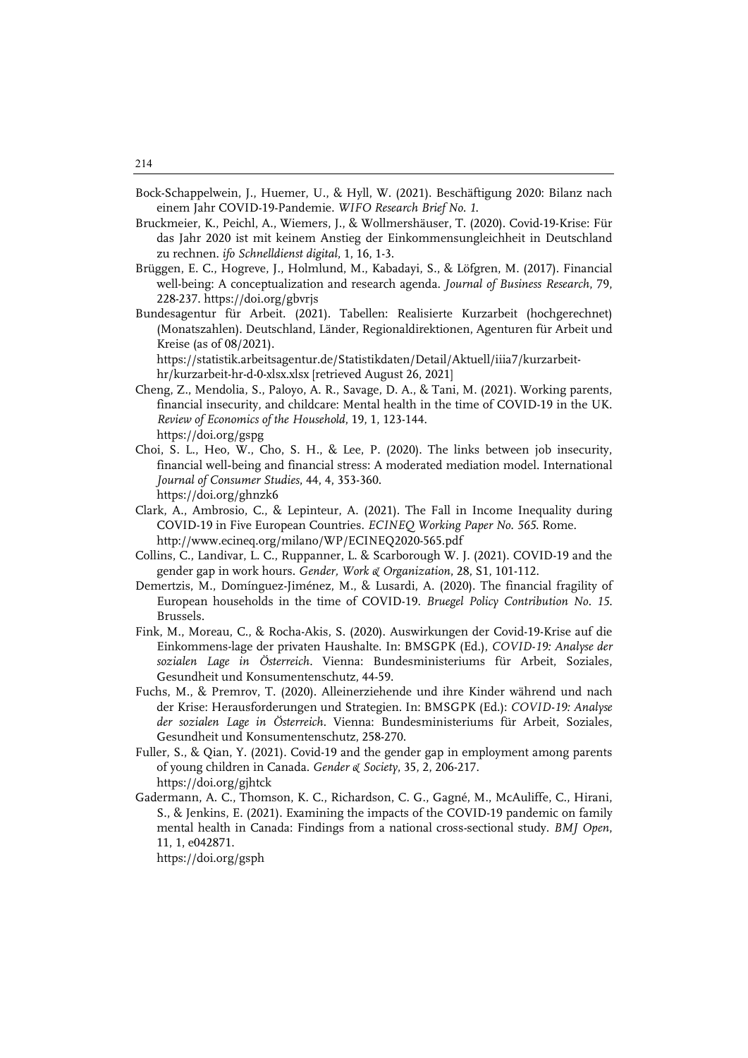Bock-Schappelwein, J., Huemer, U., & Hyll, W. (2021). Beschäftigung 2020: Bilanz nach einem Jahr COVID-19-Pandemie. *WIFO Research Brief No. 1*.

Bruckmeier, K., Peichl, A., Wiemers, J., & Wollmershäuser, T. (2020). Covid-19-Krise: Für das Jahr 2020 ist mit keinem Anstieg der Einkommensungleichheit in Deutschland zu rechnen. *ifo Schnelldienst digital*, 1, 16, 1-3.

Brüggen, E. C., Hogreve, J., Holmlund, M., Kabadayi, S., & Löfgren, M. (2017). Financial well-being: A conceptualization and research agenda. *Journal of Business Research*, 79, 228-237. https://doi.org/gbvrjs

Bundesagentur für Arbeit. (2021). Tabellen: Realisierte Kurzarbeit (hochgerechnet) (Monatszahlen). Deutschland, Länder, Regionaldirektionen, Agenturen für Arbeit und Kreise (as of 08/2021). https://statistik.arbeitsagentur.de/Statistikdaten/Detail/Aktuell/iiia7/kurzarbeit-hr/kurzarbeit-hr-d-0-xlsx.xlsx [retrieved August 26, 2021]

Cheng, Z., Mendolia, S., Paloyo, A. R., Savage, D. A., & Tani, M. (2021). Working parents, financial insecurity, and childcare: Mental health in the time of COVID-19 in the UK. *Review of Economics of the Household*, 19, 1, 123-144. https://doi.org/gspg

Choi, S. L., Heo, W., Cho, S. H., & Lee, P. (2020). The links between job insecurity, financial well-being and financial stress: A moderated mediation model. International *Journal of Consumer Studies*, 44, 4, 353-360. https://doi.org/ghnzk6

Clark, A., Ambrosio, C., & Lepinteur, A. (2021). The Fall in Income Inequality during COVID-19 in Five European Countries. *ECINEQ Working Paper No. 565*. Rome. http://www.ecineq.org/milano/WP/ECINEQ2020-565.pdf

Collins, C., Landivar, L. C., Ruppanner, L. & Scarborough W. J. (2021). COVID-19 and the gender gap in work hours. *Gender, Work & Organization*, 28, S1, 101-112.

Demertzis, M., Domínguez-Jiménez, M., & Lusardi, A. (2020). The financial fragility of European households in the time of COVID-19. *Bruegel Policy Contribution No. 15*. Brussels.

Fink, M., Moreau, C., & Rocha-Akis, S. (2020). Auswirkungen der Covid-19-Krise auf die Einkommens-lage der privaten Haushalte. In: BMSGPK (Ed.), *COVID-19: Analyse der sozialen Lage in Österreich*. Vienna: Bundesministeriums für Arbeit, Soziales, Gesundheit und Konsumentenschutz, 44-59.

Fuchs, M., & Premrov, T. (2020). Alleinerziehende und ihre Kinder während und nach der Krise: Herausforderungen und Strategien. In: BMSGPK (Ed.): *COVID-19: Analyse der sozialen Lage in Österreich*. Vienna: Bundesministeriums für Arbeit, Soziales, Gesundheit und Konsumentenschutz, 258-270.

Fuller, S., & Qian, Y. (2021). Covid-19 and the gender gap in employment among parents of young children in Canada. *Gender & Society*, 35, 2, 206-217. https://doi.org/gjhtck

Gadermann, A. C., Thomson, K. C., Richardson, C. G., Gagné, M., McAuliffe, C., Hirani, S., & Jenkins, E. (2021). Examining the impacts of the COVID-19 pandemic on family mental health in Canada: Findings from a national cross-sectional study. *BMJ Open*, 11, 1, e042871. https://doi.org/gsph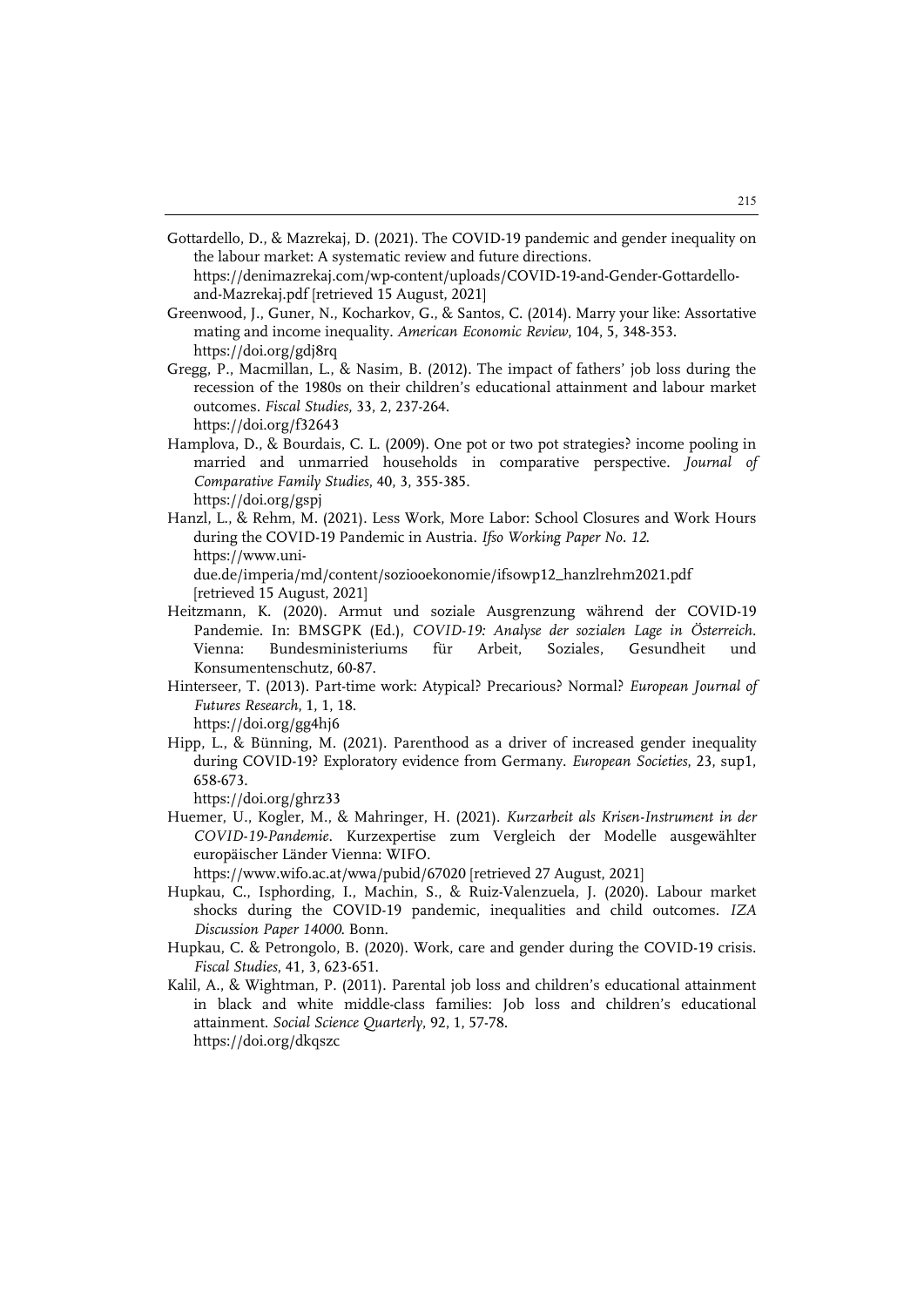Gottardello, D., & Mazrekaj, D. (2021). The COVID-19 pandemic and gender inequality on the labour market: A systematic review and future directions. https://denimazrekaj.com/wp-content/uploads/COVID-19-and-Gender-Gottardello-and-Mazrekaj.pdf [retrieved 15 August, 2021]

Greenwood, J., Guner, N., Kocharkov, G., & Santos, C. (2014). Marry your like: Assortative mating and income inequality. *American Economic Review*, 104, 5, 348-353. https://doi.org/gdj8rq

Gregg, P., Macmillan, L., & Nasim, B. (2012). The impact of fathers' job loss during the recession of the 1980s on their children's educational attainment and labour market outcomes. *Fiscal Studies*, 33, 2, 237-264. https://doi.org/f32643

Hamplova, D., & Bourdais, C. L. (2009). One pot or two pot strategies? income pooling in married and unmarried households in comparative perspective. *Journal of Comparative Family Studies*, 40, 3, 355-385. https://doi.org/gspj

Hanzl, L., & Rehm, M. (2021). Less Work, More Labor: School Closures and Work Hours during the COVID-19 Pandemic in Austria. *Ifso Working Paper No. 12*. https://www.uni-due.de/imperia/md/content/soziooekonomie/ifsowp12_hanzlrehm2021.pdf [retrieved 15 August, 2021]

Heitzmann, K. (2020). Armut und soziale Ausgrenzung während der COVID-19 Pandemie. In: BMSGPK (Ed.), *COVID-19: Analyse der sozialen Lage in Österreich*. Vienna: Bundesministeriums für Arbeit, Soziales, Gesundheit und Konsumentenschutz, 60-87.

Hinterseer, T. (2013). Part-time work: Atypical? Precarious? Normal? *European Journal of Futures Research*, 1, 1, 18. https://doi.org/gg4hj6

Hipp, L., & Bünning, M. (2021). Parenthood as a driver of increased gender inequality during COVID-19? Exploratory evidence from Germany. *European Societies*, 23, sup1, 658-673. https://doi.org/ghrz33

Huemer, U., Kogler, M., & Mahringer, H. (2021). *Kurzarbeit als Krisen-Instrument in der COVID-19-Pandemie*. Kurzexpertise zum Vergleich der Modelle ausgewählter europäischer Länder Vienna: WIFO. https://www.wifo.ac.at/wwa/pubid/67020 [retrieved 27 August, 2021]

Hupkau, C., Isphording, I., Machin, S., & Ruiz-Valenzuela, J. (2020). Labour market shocks during the COVID-19 pandemic, inequalities and child outcomes. *IZA Discussion Paper 14000*. Bonn.

Hupkau, C. & Petrongolo, B. (2020). Work, care and gender during the COVID-19 crisis. *Fiscal Studies*, 41, 3, 623-651.

Kalil, A., & Wightman, P. (2011). Parental job loss and children's educational attainment in black and white middle-class families: Job loss and children's educational attainment. *Social Science Quarterly*, 92, 1, 57-78. https://doi.org/dkqszc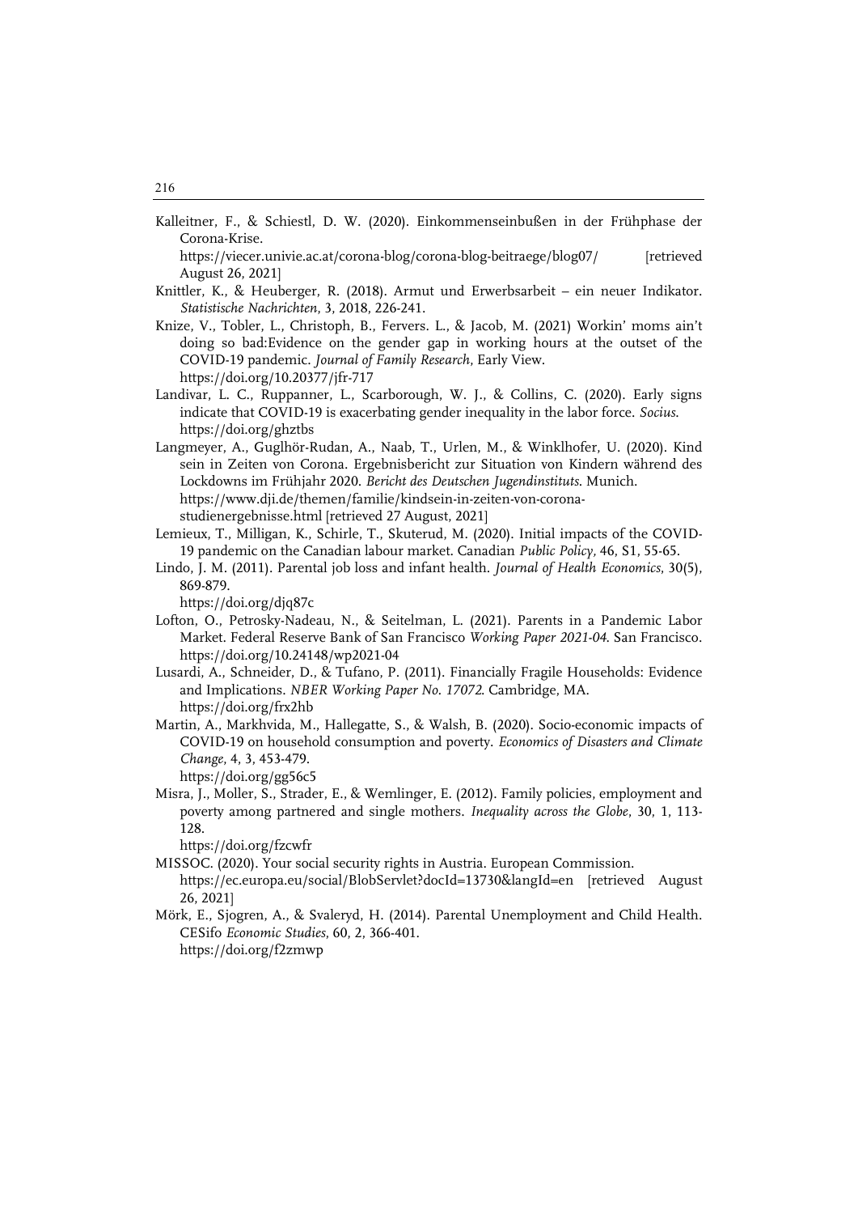Kalleitner, F., & Schiestl, D. W. (2020). Einkommenseinbußen in der Frühphase der Corona-Krise.
https://viecer.univie.ac.at/corona-blog/corona-blog-beitraege/blog07/ [retrieved August 26, 2021]

Knittler, K., & Heuberger, R. (2018). Armut und Erwerbsarbeit – ein neuer Indikator. *Statistische Nachrichten*, 3, 2018, 226-241.

Knize, V., Tobler, L., Christoph, B., Fervers. L., & Jacob, M. (2021) Workin' moms ain't doing so bad:Evidence on the gender gap in working hours at the outset of the COVID-19 pandemic. *Journal of Family Research*, Early View.
https://doi.org/10.20377/jfr-717

Landivar, L. C., Ruppanner, L., Scarborough, W. J., & Collins, C. (2020). Early signs indicate that COVID-19 is exacerbating gender inequality in the labor force. *Socius*.
https://doi.org/ghztbs

Langmeyer, A., Guglhör-Rudan, A., Naab, T., Urlen, M., & Winklhofer, U. (2020). Kind sein in Zeiten von Corona. Ergebnisbericht zur Situation von Kindern während des Lockdowns im Frühjahr 2020. *Bericht des Deutschen Jugendinstituts*. Munich.
https://www.dji.de/themen/familie/kindsein-in-zeiten-von-corona-studienergebnisse.html [retrieved 27 August, 2021]

Lemieux, T., Milligan, K., Schirle, T., Skuterud, M. (2020). Initial impacts of the COVID-19 pandemic on the Canadian labour market. Canadian *Public Policy*, 46, S1, 55-65.

Lindo, J. M. (2011). Parental job loss and infant health. *Journal of Health Economics*, 30(5), 869-879.
https://doi.org/djq87c

Lofton, O., Petrosky-Nadeau, N., & Seitelman, L. (2021). Parents in a Pandemic Labor Market. Federal Reserve Bank of San Francisco *Working Paper 2021-04*. San Francisco.
https://doi.org/10.24148/wp2021-04

Lusardi, A., Schneider, D., & Tufano, P. (2011). Financially Fragile Households: Evidence and Implications. *NBER Working Paper No. 17072*. Cambridge, MA.
https://doi.org/frx2hb

Martin, A., Markhvida, M., Hallegatte, S., & Walsh, B. (2020). Socio-economic impacts of COVID-19 on household consumption and poverty. *Economics of Disasters and Climate Change*, 4, 3, 453-479.
https://doi.org/gg56c5

Misra, J., Moller, S., Strader, E., & Wemlinger, E. (2012). Family policies, employment and poverty among partnered and single mothers. *Inequality across the Globe*, 30, 1, 113-128.
https://doi.org/fzcwfr

MISSOC. (2020). Your social security rights in Austria. European Commission.
https://ec.europa.eu/social/BlobServlet?docId=13730&langId=en [retrieved August 26, 2021]

Mörk, E., Sjogren, A., & Svaleryd, H. (2014). Parental Unemployment and Child Health. CESifo *Economic Studies*, 60, 2, 366-401.
https://doi.org/f2zmwp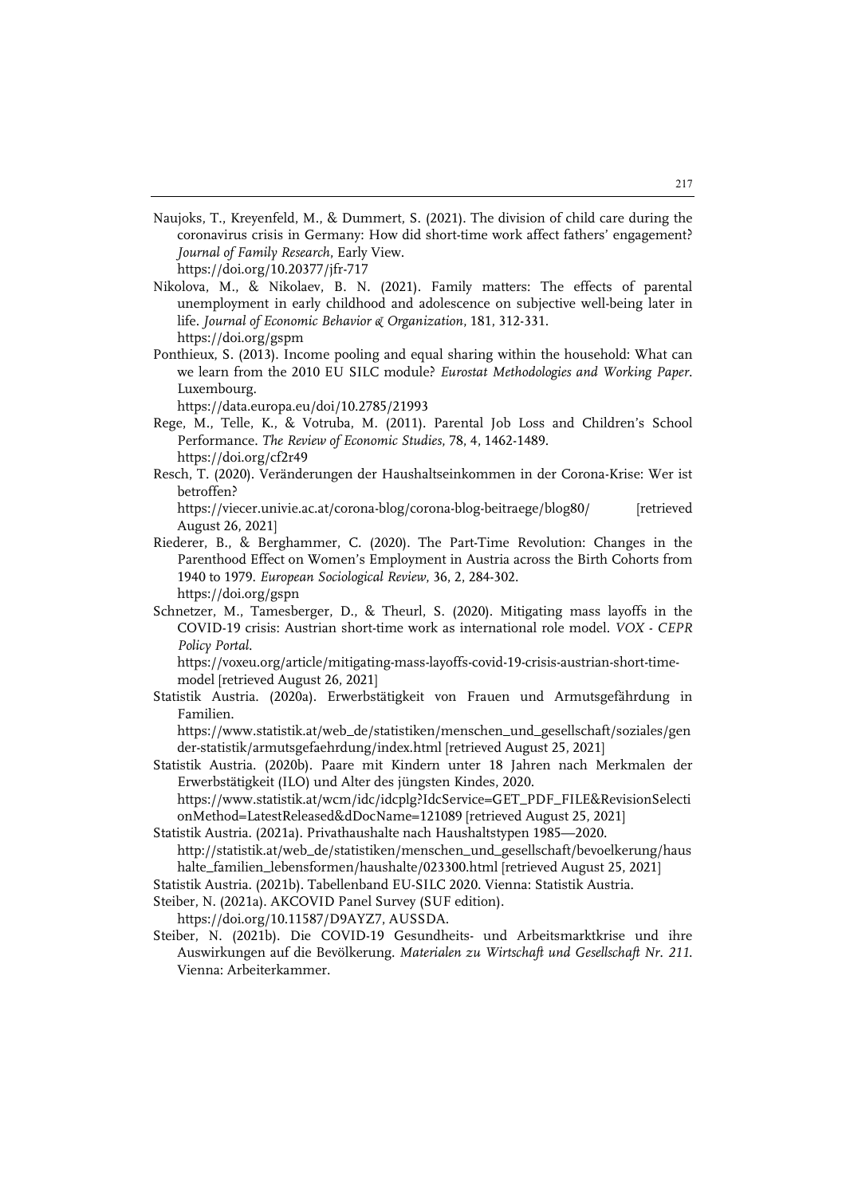Naujoks, T., Kreyenfeld, M., & Dummert, S. (2021). The division of child care during the coronavirus crisis in Germany: How did short-time work affect fathers' engagement? *Journal of Family Research*, Early View. https://doi.org/10.20377/jfr-717

Nikolova, M., & Nikolaev, B. N. (2021). Family matters: The effects of parental unemployment in early childhood and adolescence on subjective well-being later in life. *Journal of Economic Behavior & Organization*, 181, 312-331. https://doi.org/gspm

Ponthieux, S. (2013). Income pooling and equal sharing within the household: What can we learn from the 2010 EU SILC module? *Eurostat Methodologies and Working Paper*. Luxembourg. https://data.europa.eu/doi/10.2785/21993

Rege, M., Telle, K., & Votruba, M. (2011). Parental Job Loss and Children's School Performance. *The Review of Economic Studies*, 78, 4, 1462-1489. https://doi.org/cf2r49

Resch, T. (2020). Veränderungen der Haushaltseinkommen in der Corona-Krise: Wer ist betroffen? https://viecer.univie.ac.at/corona-blog/corona-blog-beitraege/blog80/ [retrieved August 26, 2021]

Riederer, B., & Berghammer, C. (2020). The Part-Time Revolution: Changes in the Parenthood Effect on Women's Employment in Austria across the Birth Cohorts from 1940 to 1979. *European Sociological Review*, 36, 2, 284-302. https://doi.org/gspn

Schnetzer, M., Tamesberger, D., & Theurl, S. (2020). Mitigating mass layoffs in the COVID-19 crisis: Austrian short-time work as international role model. *VOX - CEPR Policy Portal*. https://voxeu.org/article/mitigating-mass-layoffs-covid-19-crisis-austrian-short-time-model [retrieved August 26, 2021]

Statistik Austria. (2020a). Erwerbstätigkeit von Frauen und Armutsgefährdung in Familien. https://www.statistik.at/web_de/statistiken/menschen_und_gesellschaft/soziales/gender-statistik/armutsgefaehrdung/index.html [retrieved August 25, 2021]

Statistik Austria. (2020b). Paare mit Kindern unter 18 Jahren nach Merkmalen der Erwerbstätigkeit (ILO) und Alter des jüngsten Kindes, 2020. https://www.statistik.at/wcm/idc/idcplg?IdcService=GET_PDF_FILE&RevisionSelectionMethod=LatestReleased&dDocName=121089 [retrieved August 25, 2021]

Statistik Austria. (2021a). Privathaushalte nach Haushaltstypen 1985—2020. http://statistik.at/web_de/statistiken/menschen_und_gesellschaft/bevoelkerung/haushalte_familien_lebensformen/haushalte/023300.html [retrieved August 25, 2021]

Statistik Austria. (2021b). Tabellenband EU-SILC 2020. Vienna: Statistik Austria.

Steiber, N. (2021a). AKCOVID Panel Survey (SUF edition). https://doi.org/10.11587/D9AYZ7, AUSSDA.

Steiber, N. (2021b). Die COVID-19 Gesundheits- und Arbeitsmarktkrise und ihre Auswirkungen auf die Bevölkerung. *Materialen zu Wirtschaft und Gesellschaft Nr. 211*. Vienna: Arbeiterkammer.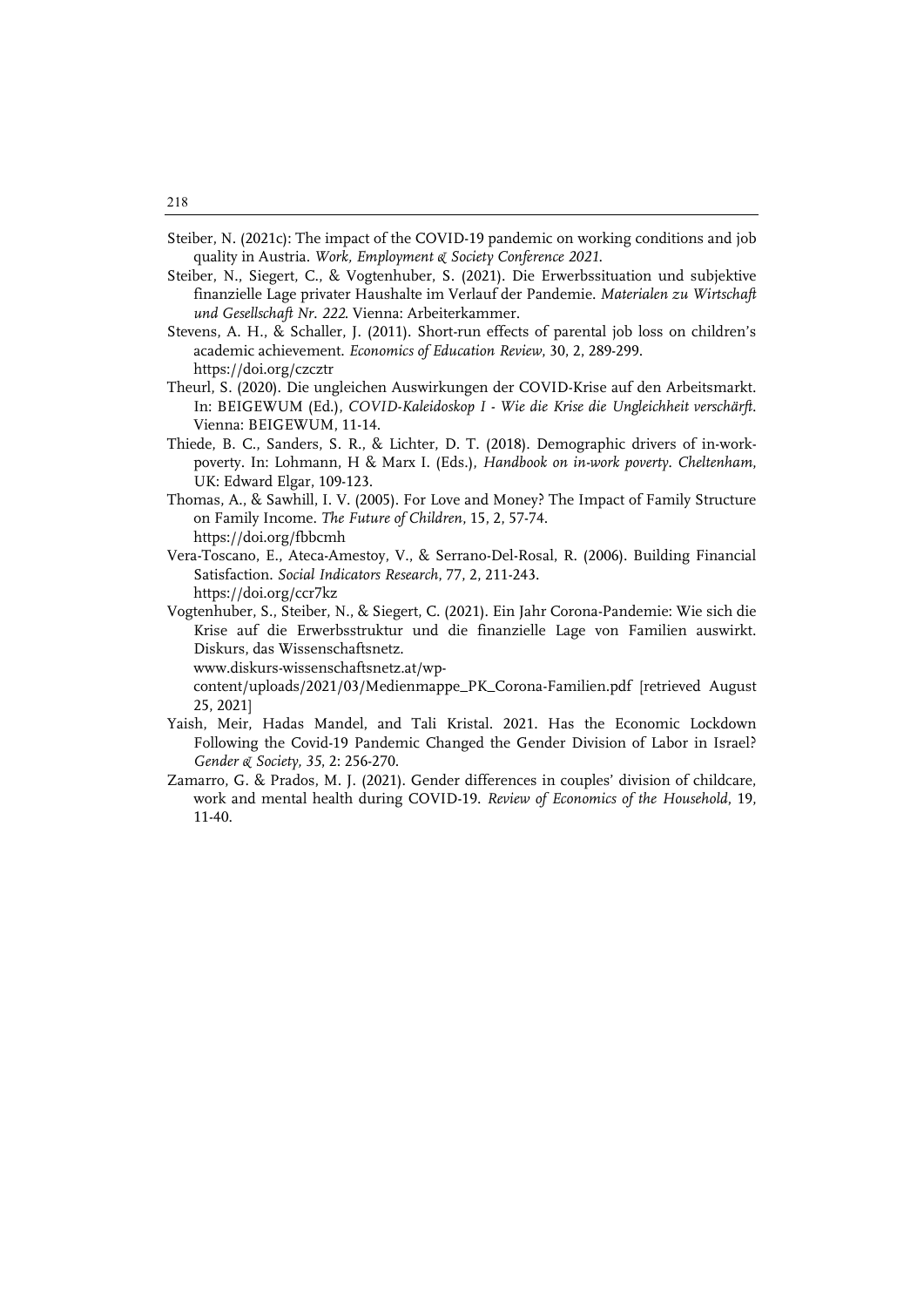Steiber, N. (2021c): The impact of the COVID-19 pandemic on working conditions and job quality in Austria. *Work, Employment & Society Conference 2021*.

Steiber, N., Siegert, C., & Vogtenhuber, S. (2021). Die Erwerbssituation und subjektive finanzielle Lage privater Haushalte im Verlauf der Pandemie. *Materialen zu Wirtschaft und Gesellschaft Nr. 222*. Vienna: Arbeiterkammer.

Stevens, A. H., & Schaller, J. (2011). Short-run effects of parental job loss on children's academic achievement. *Economics of Education Review*, 30, 2, 289-299. https://doi.org/czcztr

Theurl, S. (2020). Die ungleichen Auswirkungen der COVID-Krise auf den Arbeitsmarkt. In: BEIGEWUM (Ed.), *COVID-Kaleidoskop I - Wie die Krise die Ungleichheit verschärft*. Vienna: BEIGEWUM, 11-14.

Thiede, B. C., Sanders, S. R., & Lichter, D. T. (2018). Demographic drivers of in-work-poverty. In: Lohmann, H & Marx I. (Eds.), *Handbook on in-work poverty*. *Cheltenham*, UK: Edward Elgar, 109-123.

Thomas, A., & Sawhill, I. V. (2005). For Love and Money? The Impact of Family Structure on Family Income. *The Future of Children*, 15, 2, 57-74. https://doi.org/fbbcmh

Vera-Toscano, E., Ateca-Amestoy, V., & Serrano-Del-Rosal, R. (2006). Building Financial Satisfaction. *Social Indicators Research*, 77, 2, 211-243. https://doi.org/ccr7kz

Vogtenhuber, S., Steiber, N., & Siegert, C. (2021). Ein Jahr Corona-Pandemie: Wie sich die Krise auf die Erwerbsstruktur und die finanzielle Lage von Familien auswirkt. Diskurs, das Wissenschaftsnetz. www.diskurs-wissenschaftsnetz.at/wp-content/uploads/2021/03/Medienmappe_PK_Corona-Familien.pdf [retrieved August 25, 2021]

Yaish, Meir, Hadas Mandel, and Tali Kristal. 2021. Has the Economic Lockdown Following the Covid-19 Pandemic Changed the Gender Division of Labor in Israel? *Gender & Society, 35*, 2: 256-270.

Zamarro, G. & Prados, M. J. (2021). Gender differences in couples' division of childcare, work and mental health during COVID-19. *Review of Economics of the Household*, 19, 11-40.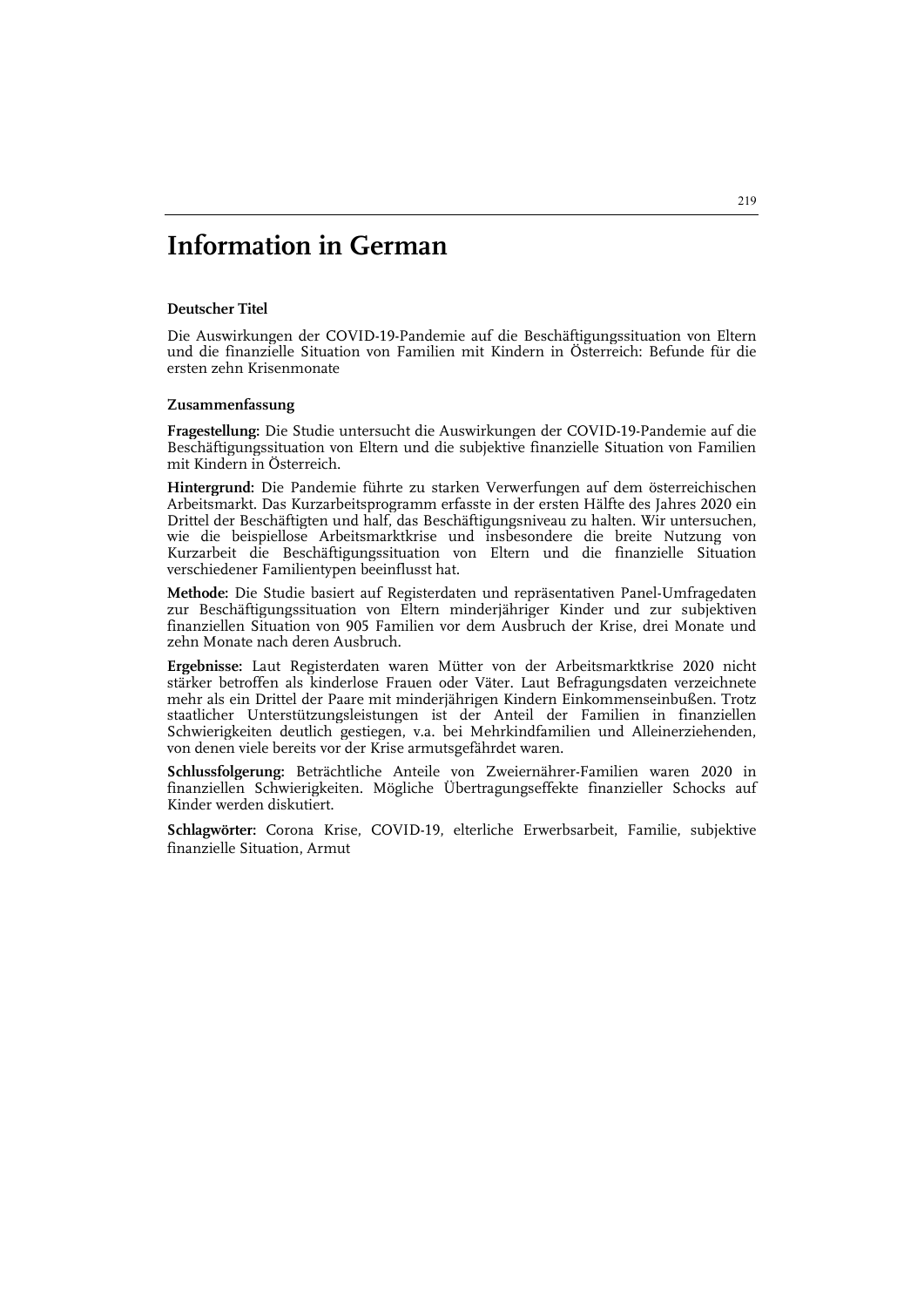# Information in German

**Deutscher Titel**

Die Auswirkungen der COVID-19-Pandemie auf die Beschäftigungssituation von Eltern und die finanzielle Situation von Familien mit Kindern in Österreich: Befunde für die ersten zehn Krisenmonate

**Zusammenfassung**

**Fragestellung:** Die Studie untersucht die Auswirkungen der COVID-19-Pandemie auf die Beschäftigungssituation von Eltern und die subjektive finanzielle Situation von Familien mit Kindern in Österreich.

**Hintergrund:** Die Pandemie führte zu starken Verwerfungen auf dem österreichischen Arbeitsmarkt. Das Kurzarbeitsprogramm erfasste in der ersten Hälfte des Jahres 2020 ein Drittel der Beschäftigten und half, das Beschäftigungsniveau zu halten. Wir untersuchen, wie die beispiellose Arbeitsmarktkrise und insbesondere die breite Nutzung von Kurzarbeit die Beschäftigungssituation von Eltern und die finanzielle Situation verschiedener Familientypen beeinflusst hat.

**Methode:** Die Studie basiert auf Registerdaten und repräsentativen Panel-Umfragedaten zur Beschäftigungssituation von Eltern minderjähriger Kinder und zur subjektiven finanziellen Situation von 905 Familien vor dem Ausbruch der Krise, drei Monate und zehn Monate nach deren Ausbruch.

**Ergebnisse:** Laut Registerdaten waren Mütter von der Arbeitsmarktkrise 2020 nicht stärker betroffen als kinderlose Frauen oder Väter. Laut Befragungsdaten verzeichnete mehr als ein Drittel der Paare mit minderjährigen Kindern Einkommenseinbußen. Trotz staatlicher Unterstützungsleistungen ist der Anteil der Familien in finanziellen Schwierigkeiten deutlich gestiegen, v.a. bei Mehrkindfamilien und Alleinerziehenden, von denen viele bereits vor der Krise armutsgefährdet waren.

**Schlussfolgerung:** Beträchtliche Anteile von Zweiernährer-Familien waren 2020 in finanziellen Schwierigkeiten. Mögliche Übertragungseffekte finanzieller Schocks auf Kinder werden diskutiert.

**Schlagwörter:** Corona Krise, COVID-19, elterliche Erwerbsarbeit, Familie, subjektive finanzielle Situation, Armut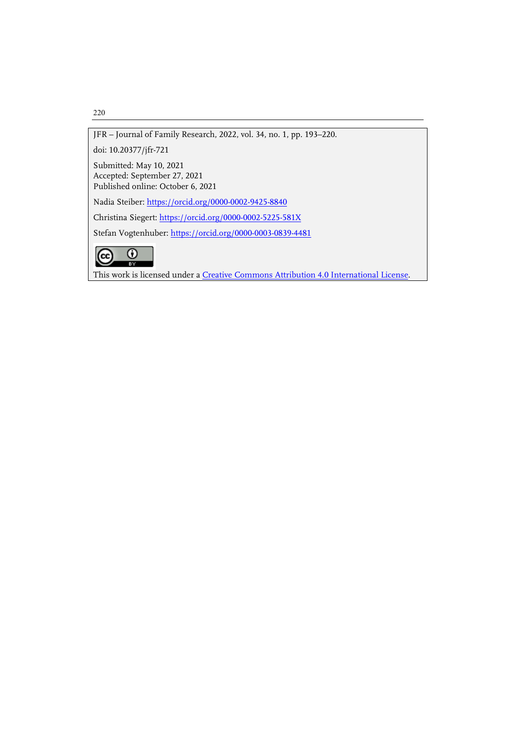JFR – Journal of Family Research, 2022, vol. 34, no. 1, pp. 193–220.

doi: 10.20377/jfr-721

Submitted: May 10, 2021
Accepted: September 27, 2021
Published online: October 6, 2021

Nadia Steiber: https://orcid.org/0000-0002-9425-8840

Christina Siegert: https://orcid.org/0000-0002-5225-581X

Stefan Vogtenhuber: https://orcid.org/0000-0003-0839-4481

This work is licensed under a Creative Commons Attribution 4.0 International License.